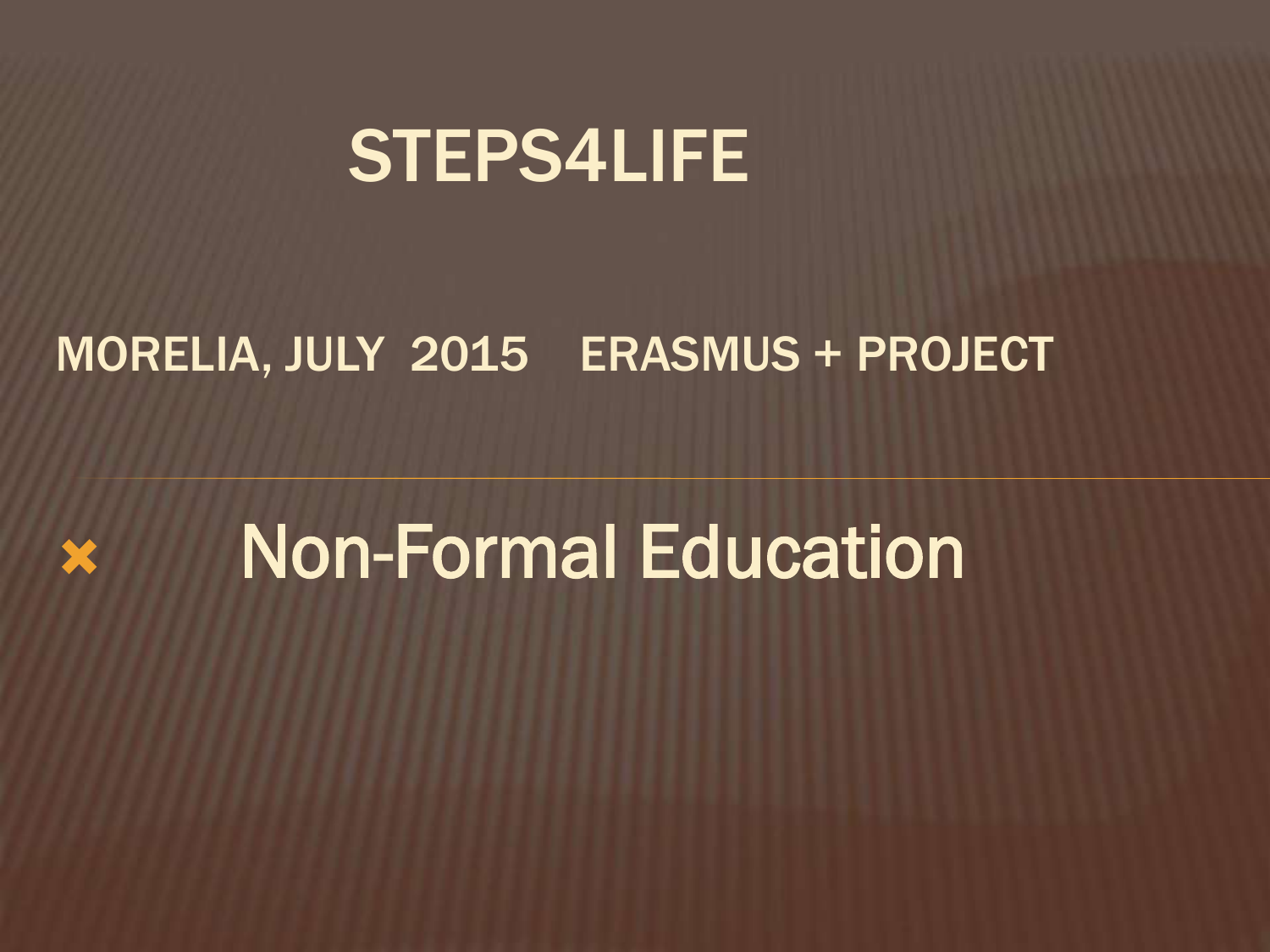# STEPS4LIFE

MORELIA, JULY 2015 ERASMUS + PROJECT

- Non-Formal Education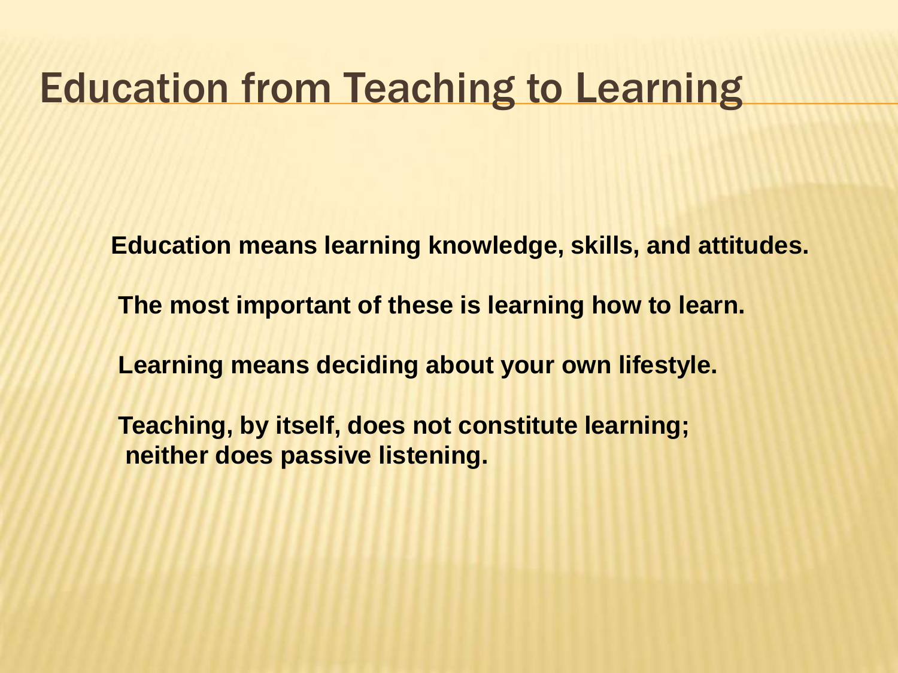# Education from Teaching to Learning

**Education means learning knowledge, skills, and attitudes.**

**The most important of these is learning how to learn.**

**Learning means deciding about your own lifestyle.**

**Teaching, by itself, does not constitute learning; neither does passive listening.**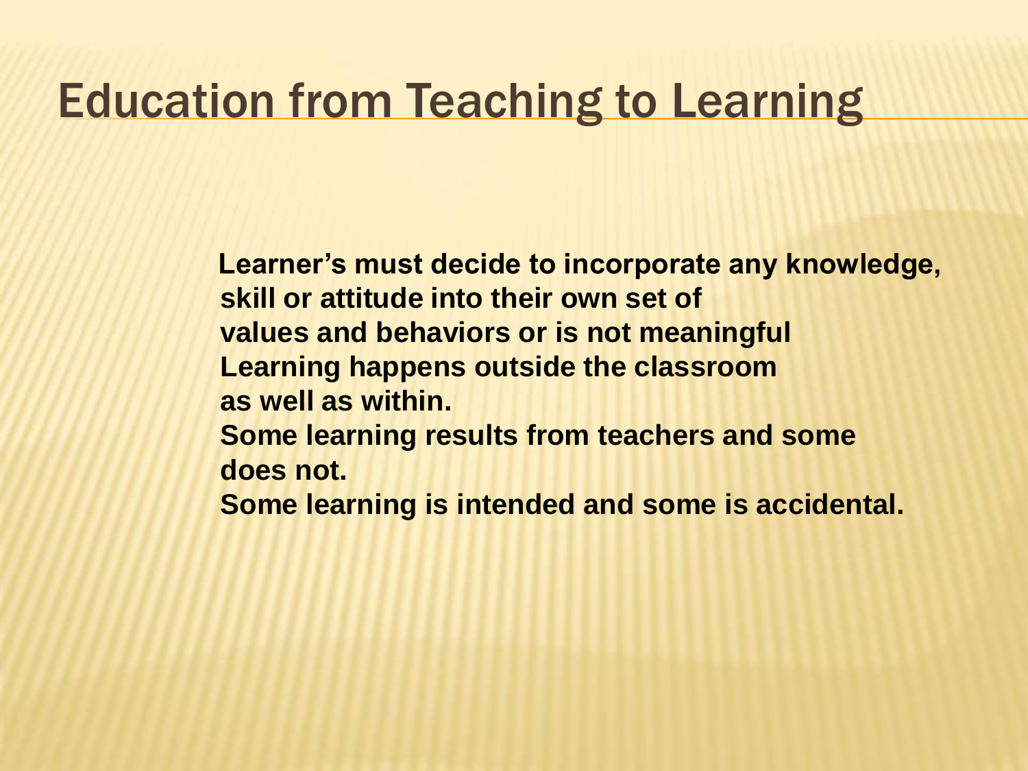# Education from Teaching to Learning

**Learner's must decide to incorporate any knowledge, skill or attitude into their own set of values and behaviors or is not meaningful**
**Learning happens outside the classroom as well as within.**
**Some learning results from teachers and some does not.**
**Some learning is intended and some is accidental.**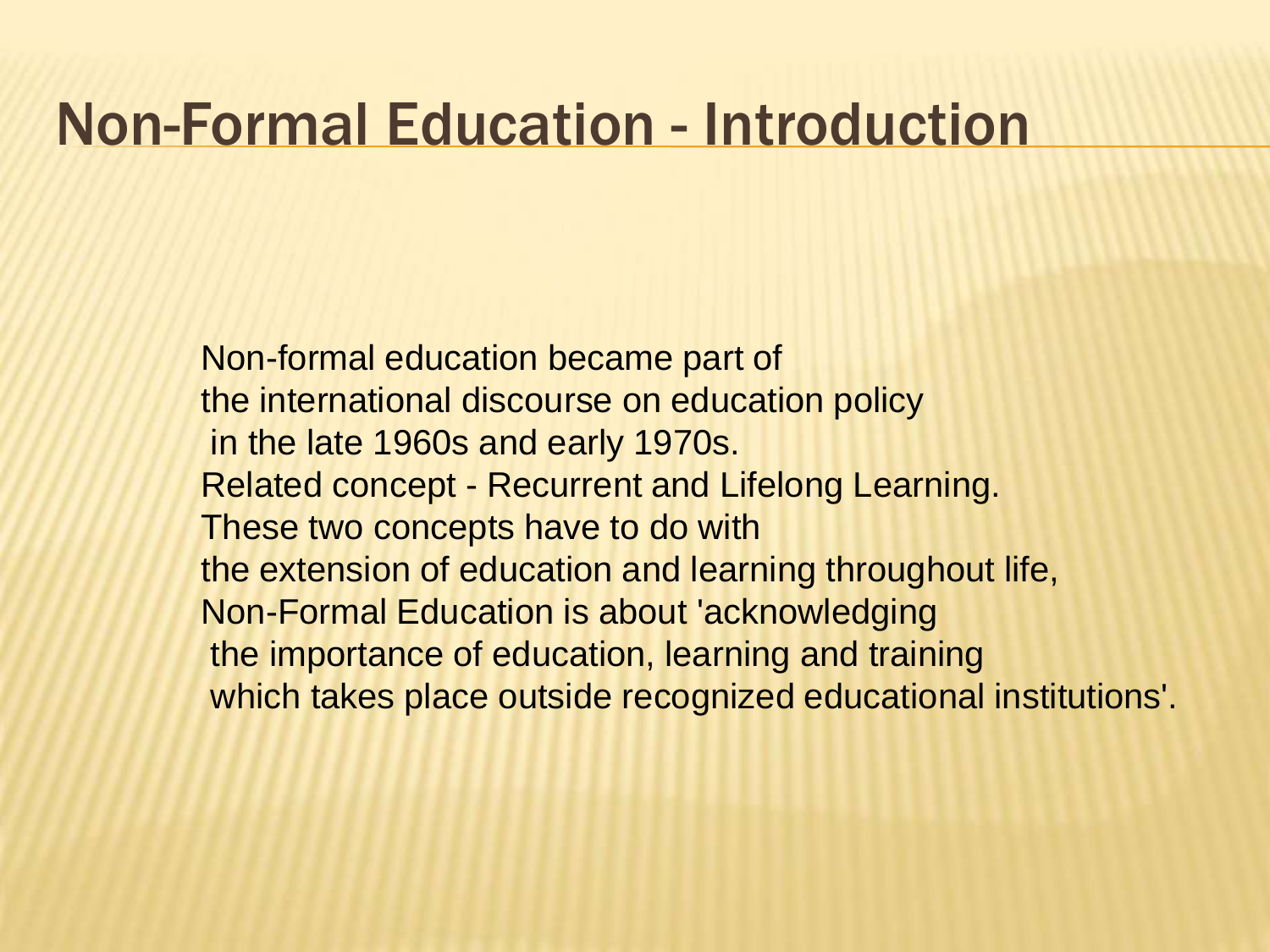# Non-Formal Education - Introduction

Non-formal education became part of
the international discourse on education policy
in the late 1960s and early 1970s.
Related concept - Recurrent and Lifelong Learning.
These two concepts have to do with
the extension of education and learning throughout life,
Non-Formal Education is about 'acknowledging
the importance of education, learning and training
which takes place outside recognized educational institutions'.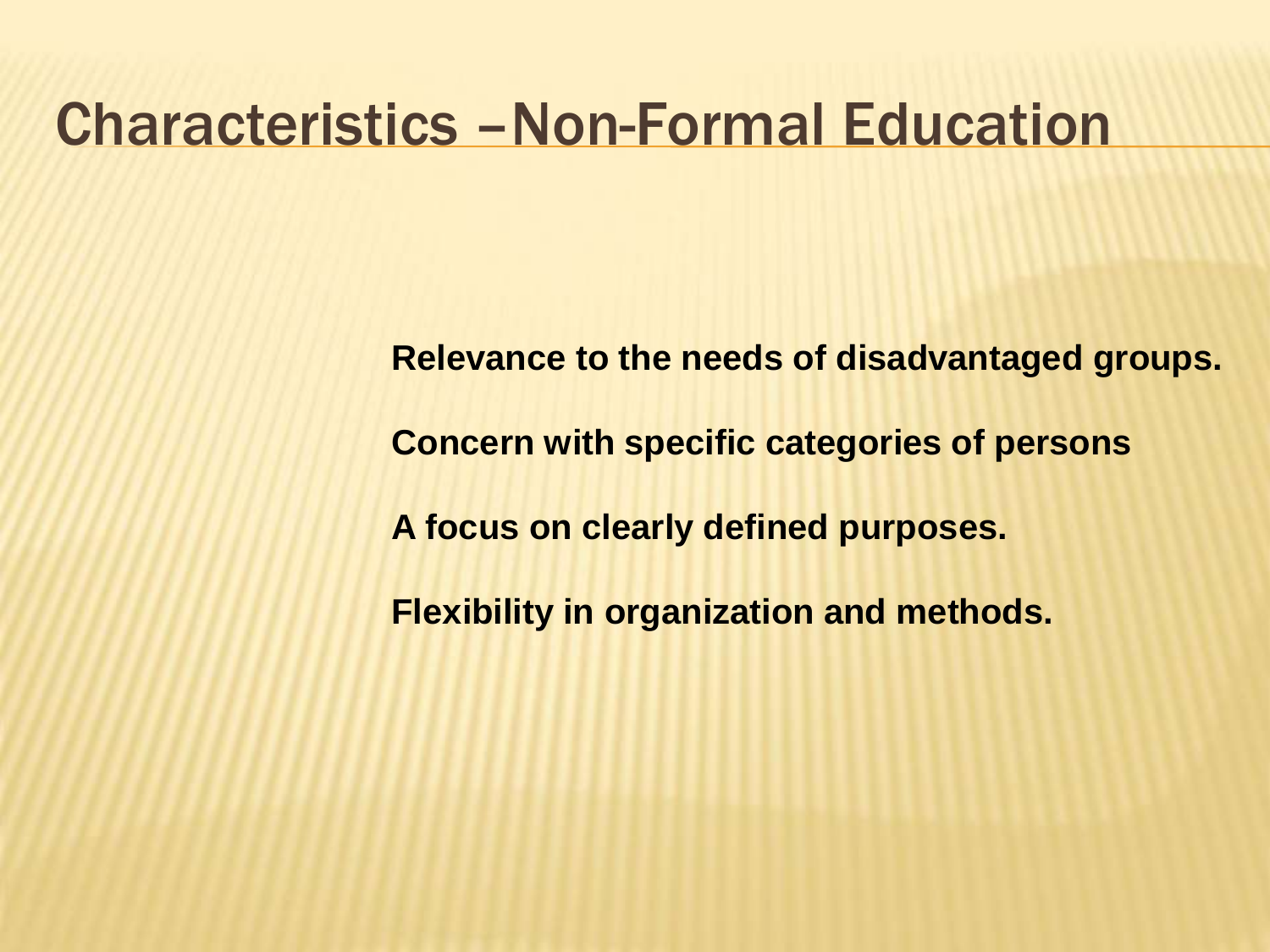# Characteristics –Non-Formal Education

**Relevance to the needs of disadvantaged groups.**

**Concern with specific categories of persons**

**A focus on clearly defined purposes.**

**Flexibility in organization and methods.**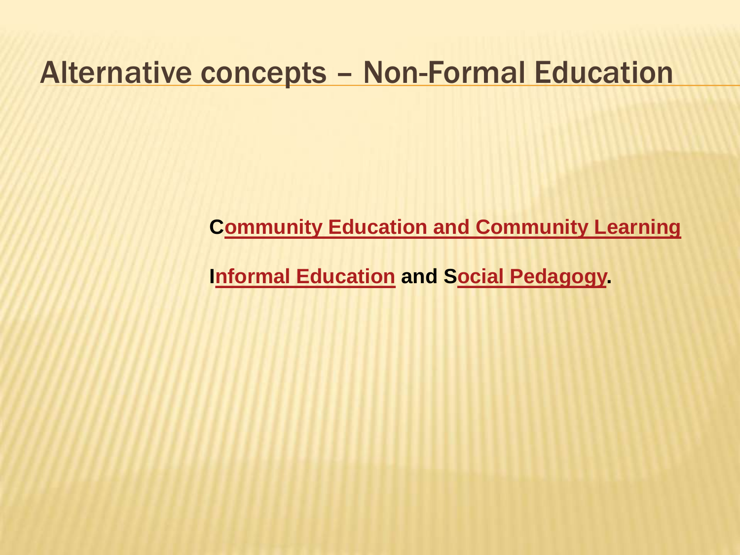# Alternative concepts – Non-Formal Education

**Community Education and Community Learning**

**Informal Education and Social Pedagogy.**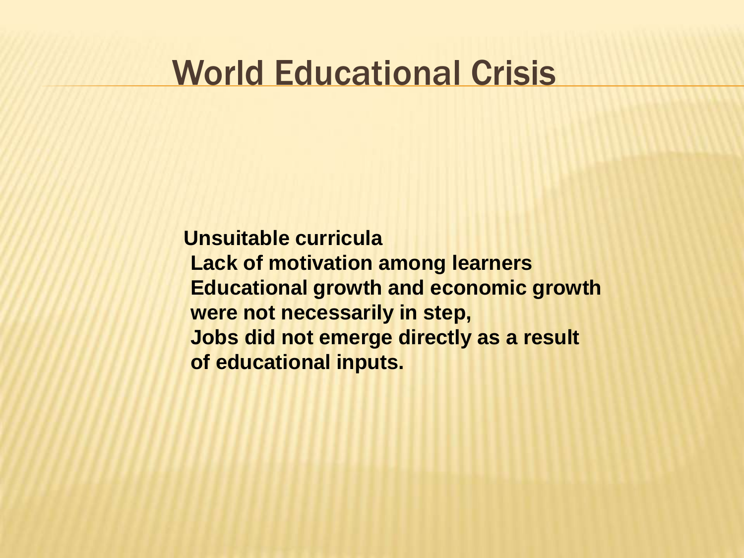# World Educational Crisis

**Unsuitable curricula**
**Lack of motivation among learners**
**Educational growth and economic growth were not necessarily in step,**
**Jobs did not emerge directly as a result of educational inputs.**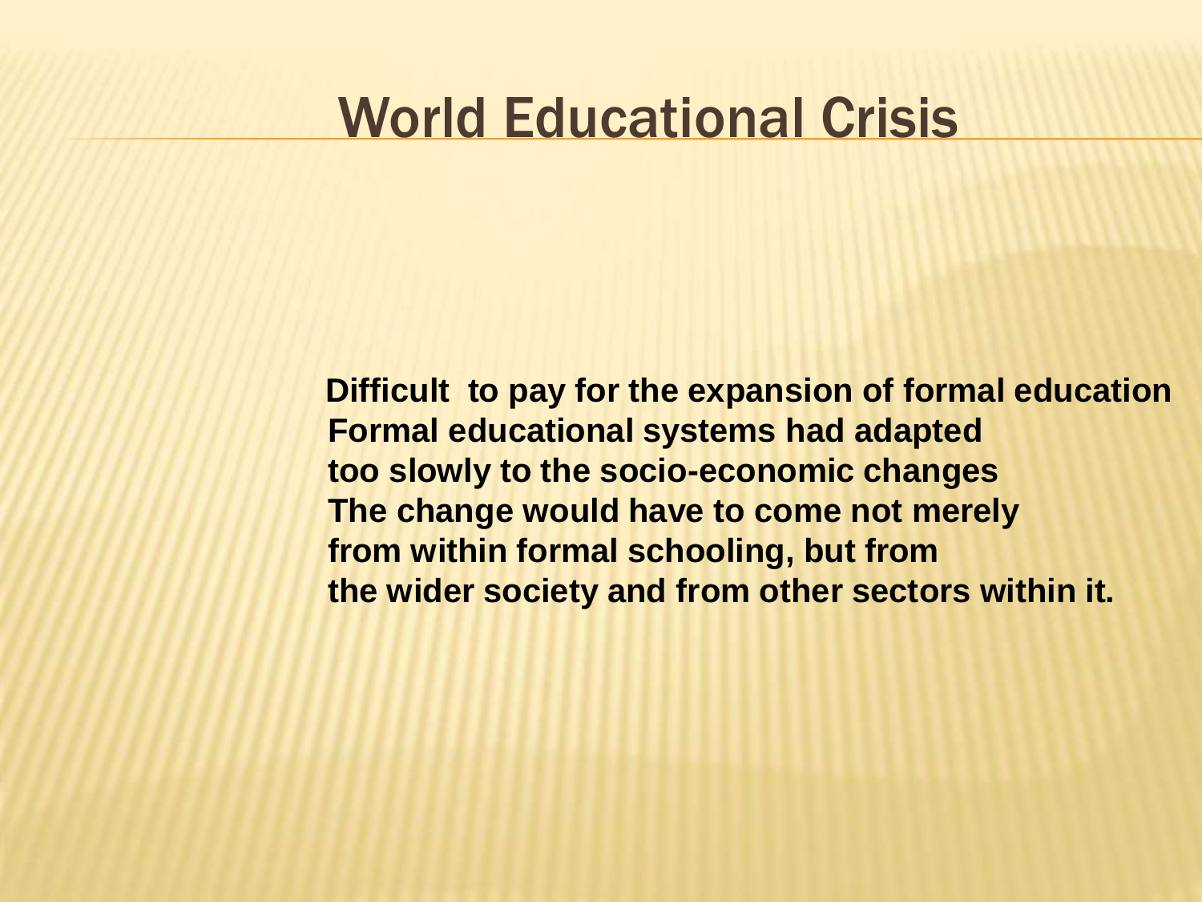# World Educational Crisis

**Difficult to pay for the expansion of formal education**
**Formal educational systems had adapted**
**too slowly to the socio-economic changes**
**The change would have to come not merely**
**from within formal schooling, but from**
**the wider society and from other sectors within it.**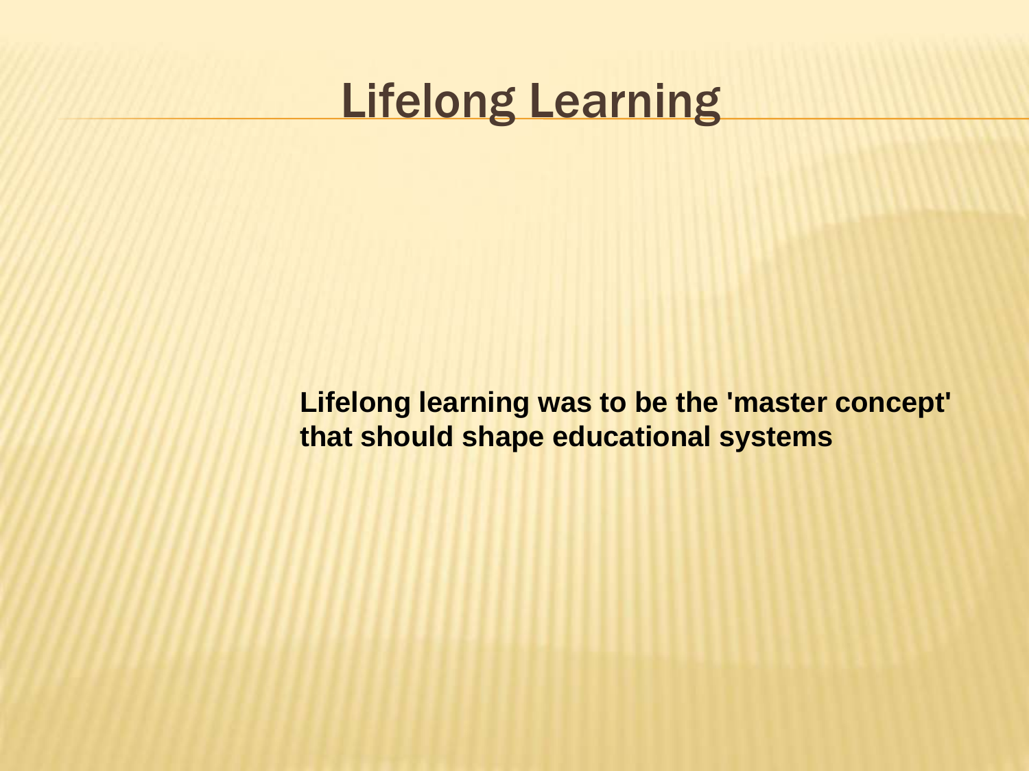# Lifelong Learning

**Lifelong learning was to be the 'master concept' that should shape educational systems**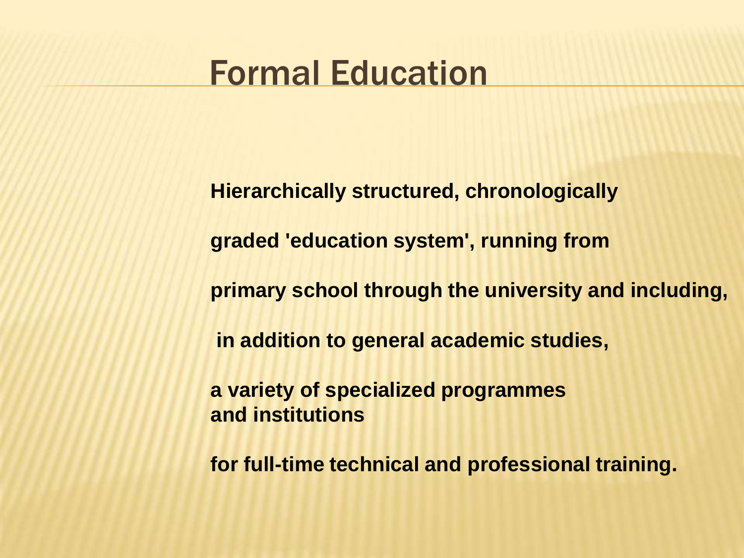# Formal Education

**Hierarchically structured, chronologically**

**graded 'education system', running from**

**primary school through the university and including,**

**in addition to general academic studies,**

**a variety of specialized programmes and institutions**

**for full-time technical and professional training.**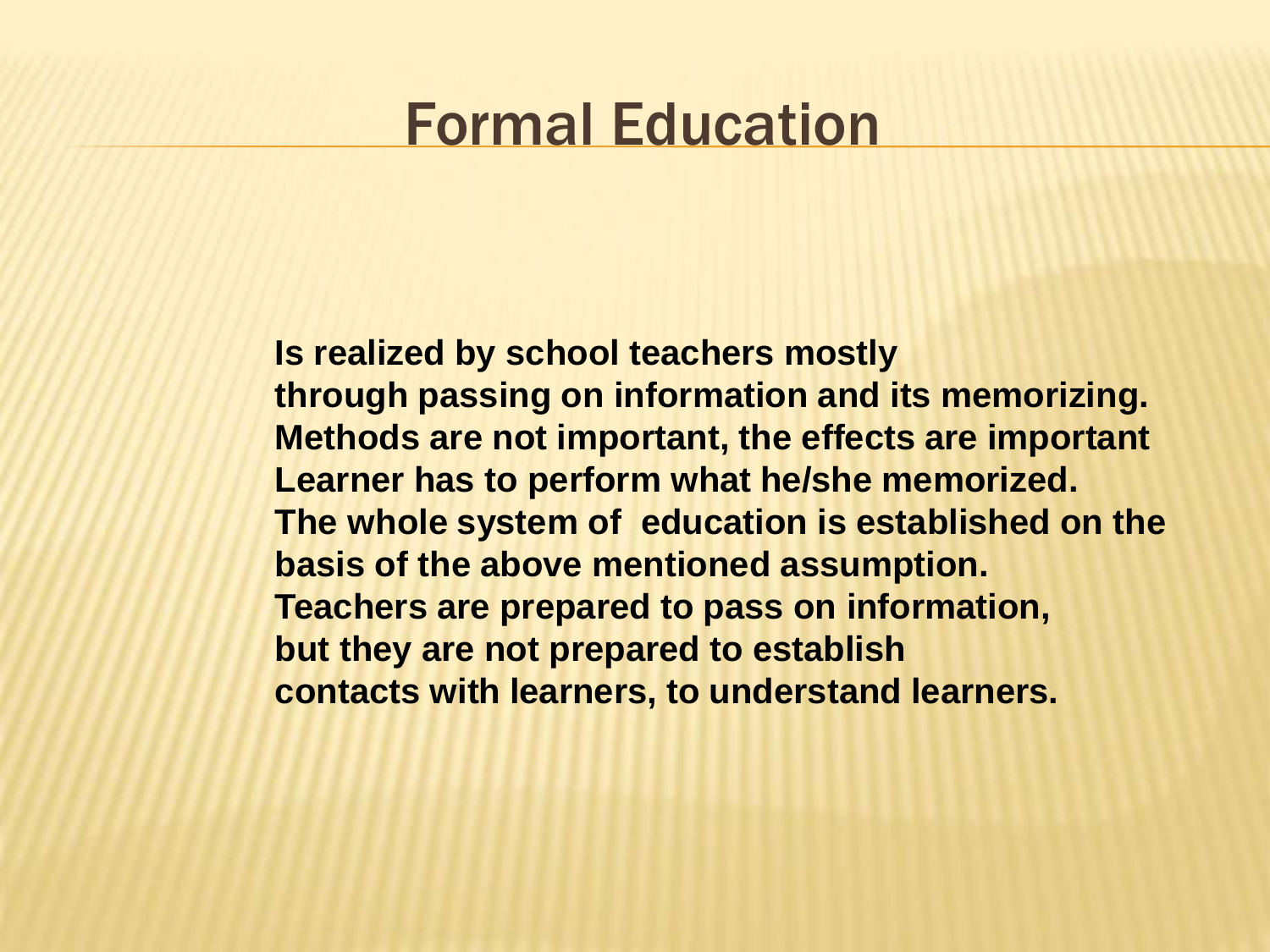# Formal Education

**Is realized by school teachers mostly**
**through passing on information and its memorizing.**
**Methods are not important, the effects are important**
**Learner has to perform what he/she memorized.**
**The whole system of education is established on the basis of the above mentioned assumption.**
**Teachers are prepared to pass on information,**
**but they are not prepared to establish**
**contacts with learners, to understand learners.**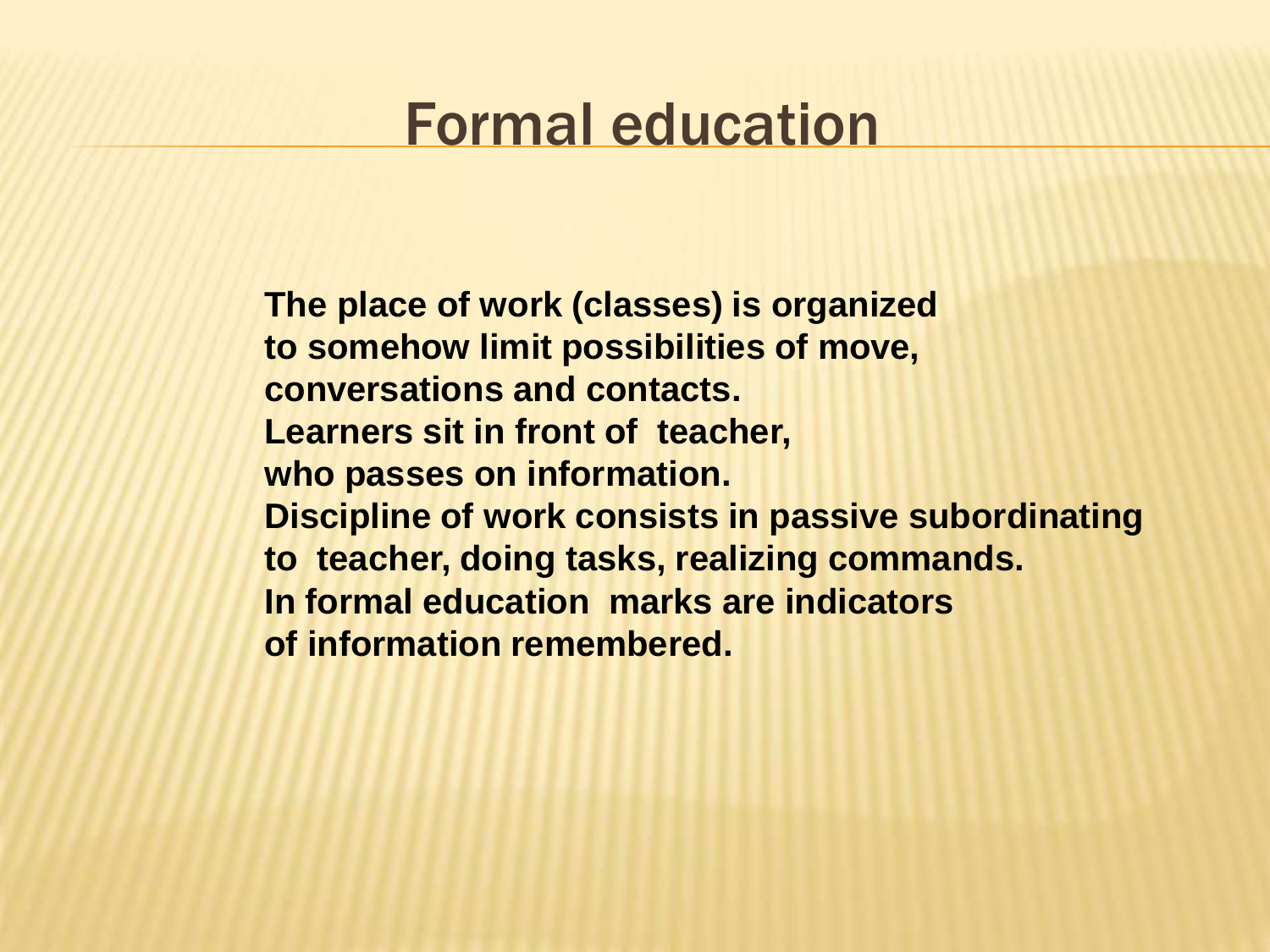# Formal education

**The place of work (classes) is organized to somehow limit possibilities of move, conversations and contacts.**
**Learners sit in front of teacher, who passes on information.**
**Discipline of work consists in passive subordinating to teacher, doing tasks, realizing commands.**
**In formal education marks are indicators of information remembered.**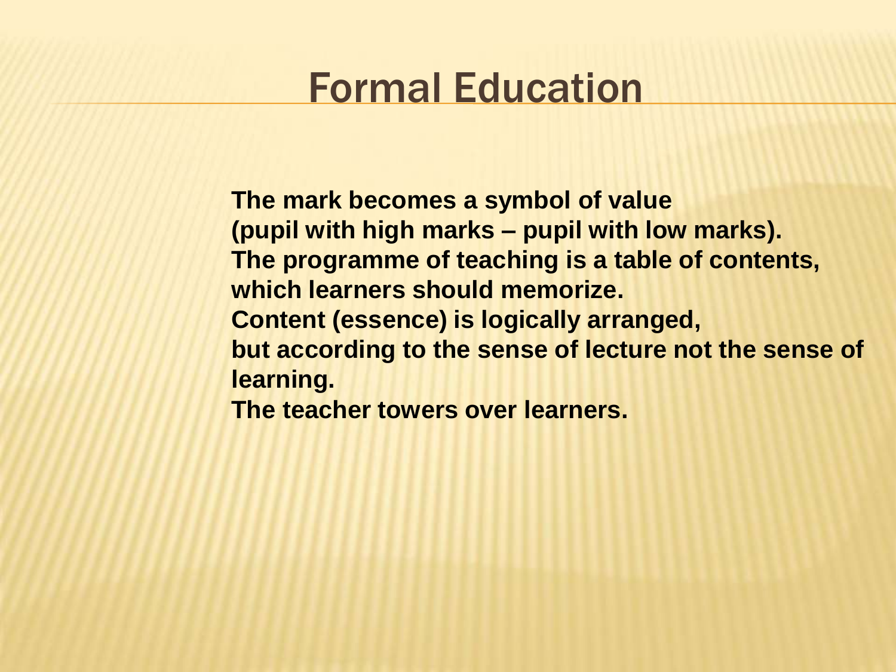# Formal Education

**The mark becomes a symbol of value**
**(pupil with high marks – pupil with low marks).**
**The programme of teaching is a table of contents, which learners should memorize.**
**Content (essence) is logically arranged,**
**but according to the sense of lecture not the sense of learning.**
**The teacher towers over learners.**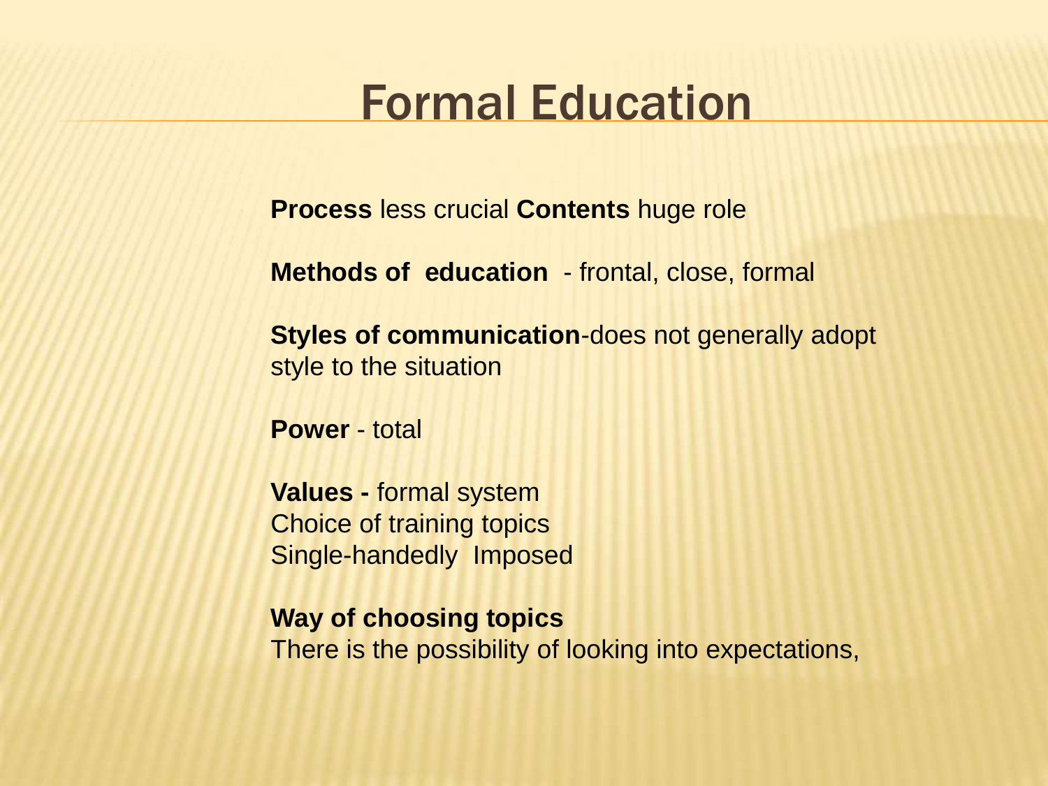# Formal Education

**Process** less crucial **Contents** huge role

**Methods of education** - frontal, close, formal

**Styles of communication**-does not generally adopt style to the situation

**Power** - total

**Values -** formal system
Choice of training topics
Single-handedly Imposed

**Way of choosing topics**
There is the possibility of looking into expectations,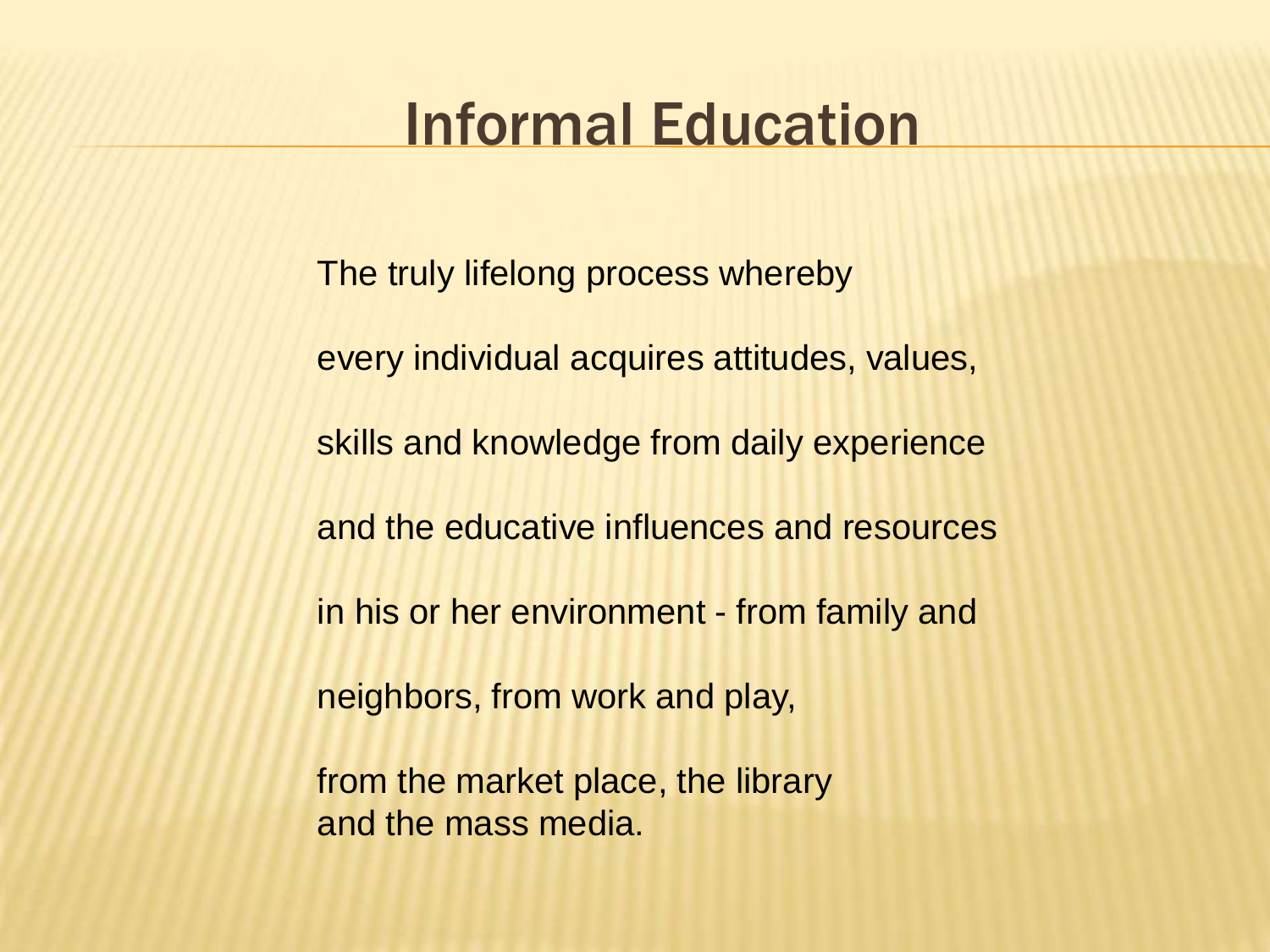# Informal Education

The truly lifelong process whereby

every individual acquires attitudes, values,

skills and knowledge from daily experience

and the educative influences and resources

in his or her environment - from family and

neighbors, from work and play,

from the market place, the library
and the mass media.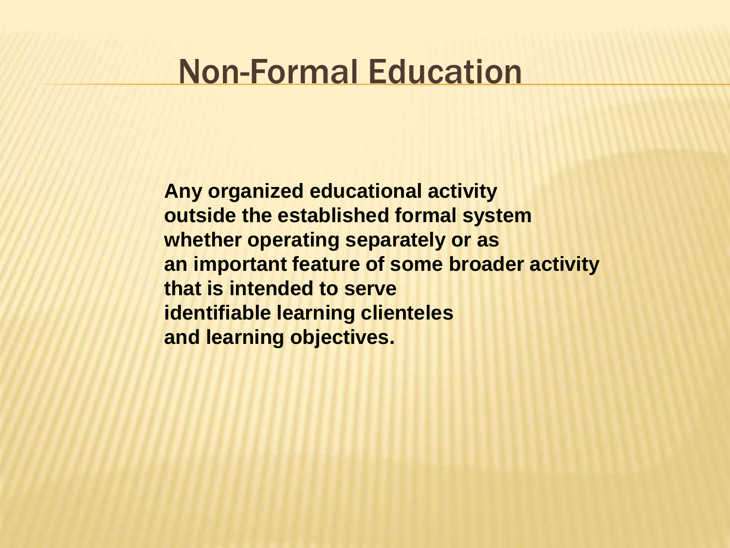# Non-Formal Education

**Any organized educational activity**
**outside the established formal system**
**whether operating separately or as**
**an important feature of some broader activity**
**that is intended to serve**
**identifiable learning clienteles**
**and learning objectives.**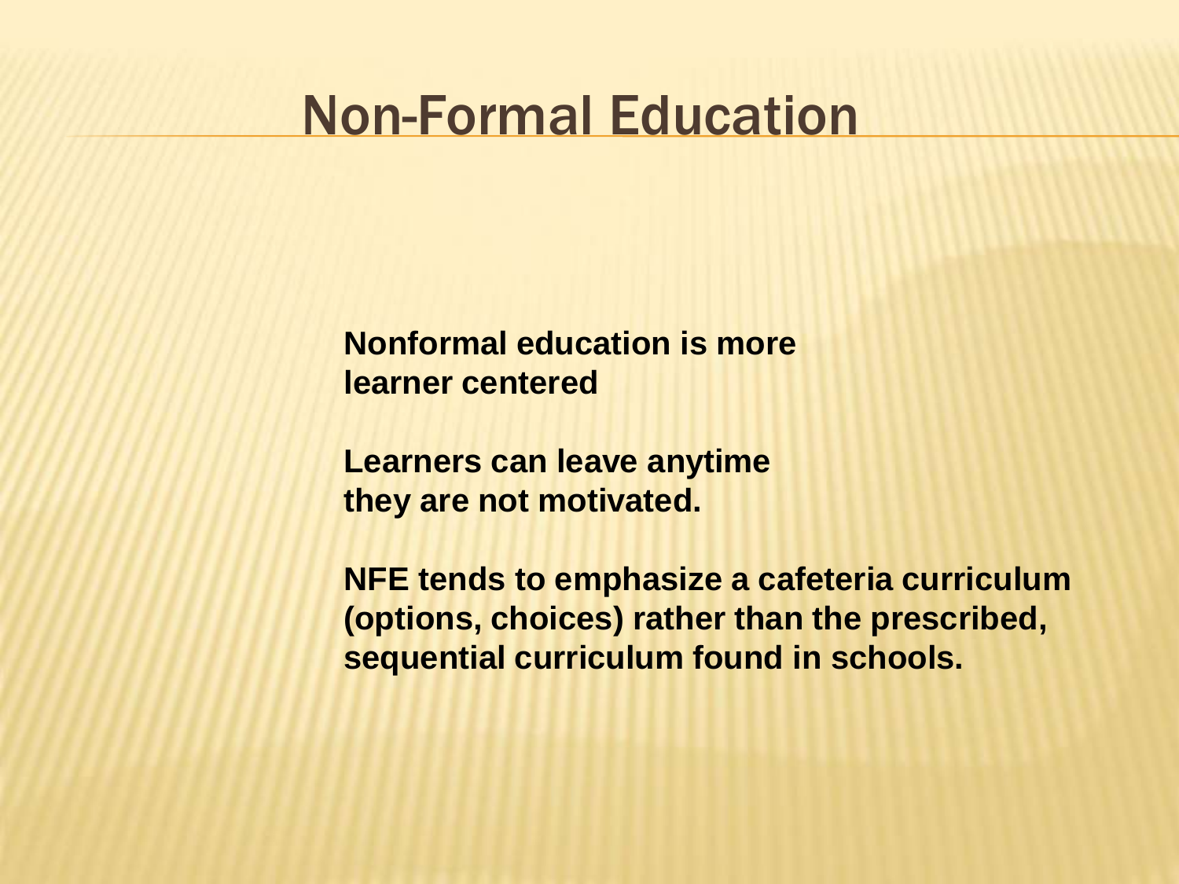# Non-Formal Education

**Nonformal education is more learner centered**

**Learners can leave anytime they are not motivated.**

**NFE tends to emphasize a cafeteria curriculum (options, choices) rather than the prescribed, sequential curriculum found in schools.**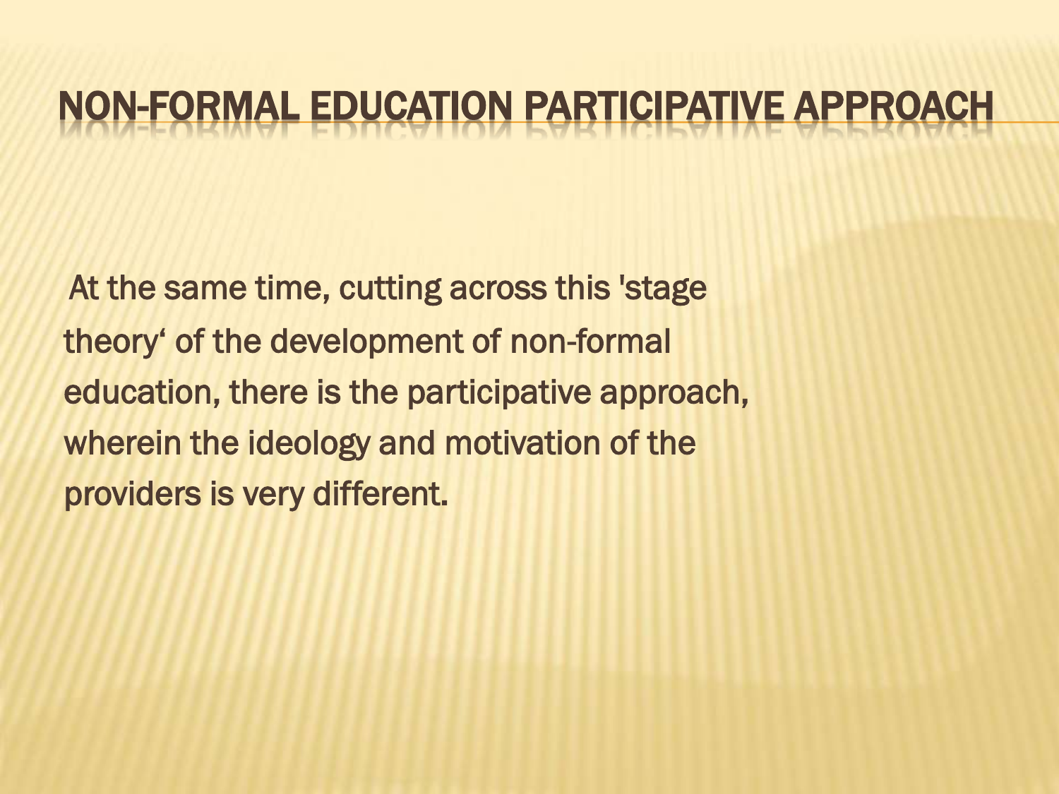# NON-FORMAL EDUCATION PARTICIPATIVE APPROACH

At the same time, cutting across this 'stage theory‘ of the development of non-formal education, there is the participative approach, wherein the ideology and motivation of the providers is very different.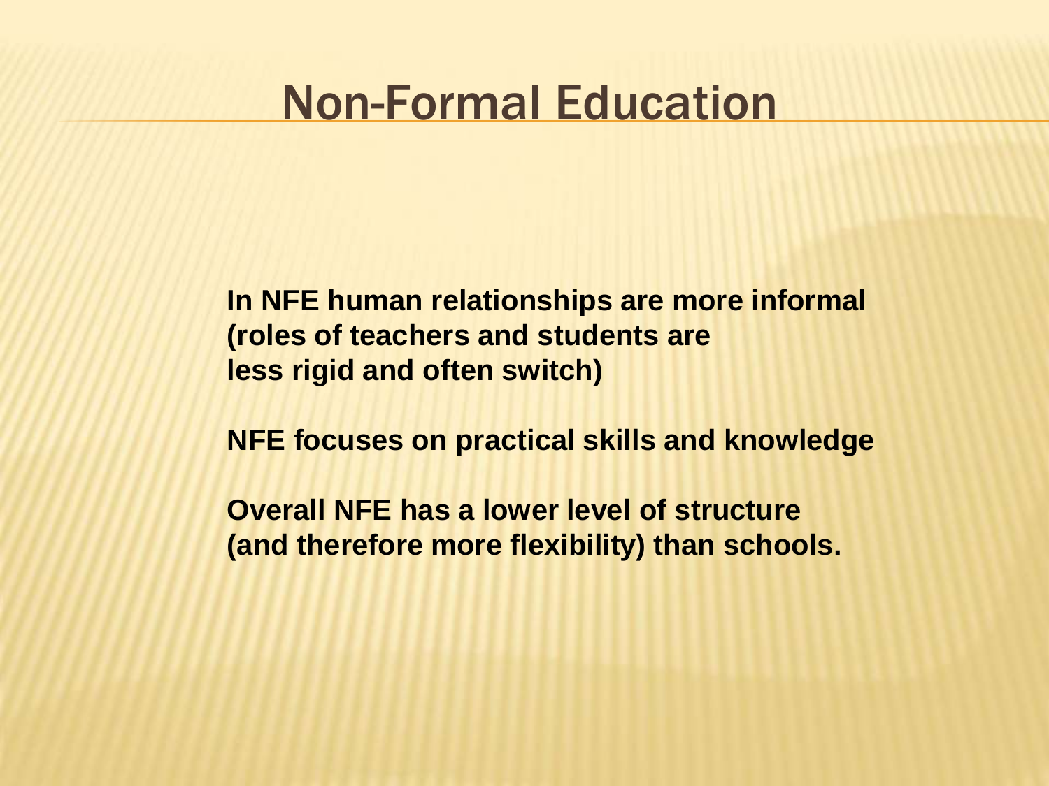# Non-Formal Education

**In NFE human relationships are more informal (roles of teachers and students are less rigid and often switch)**

**NFE focuses on practical skills and knowledge**

**Overall NFE has a lower level of structure (and therefore more flexibility) than schools.**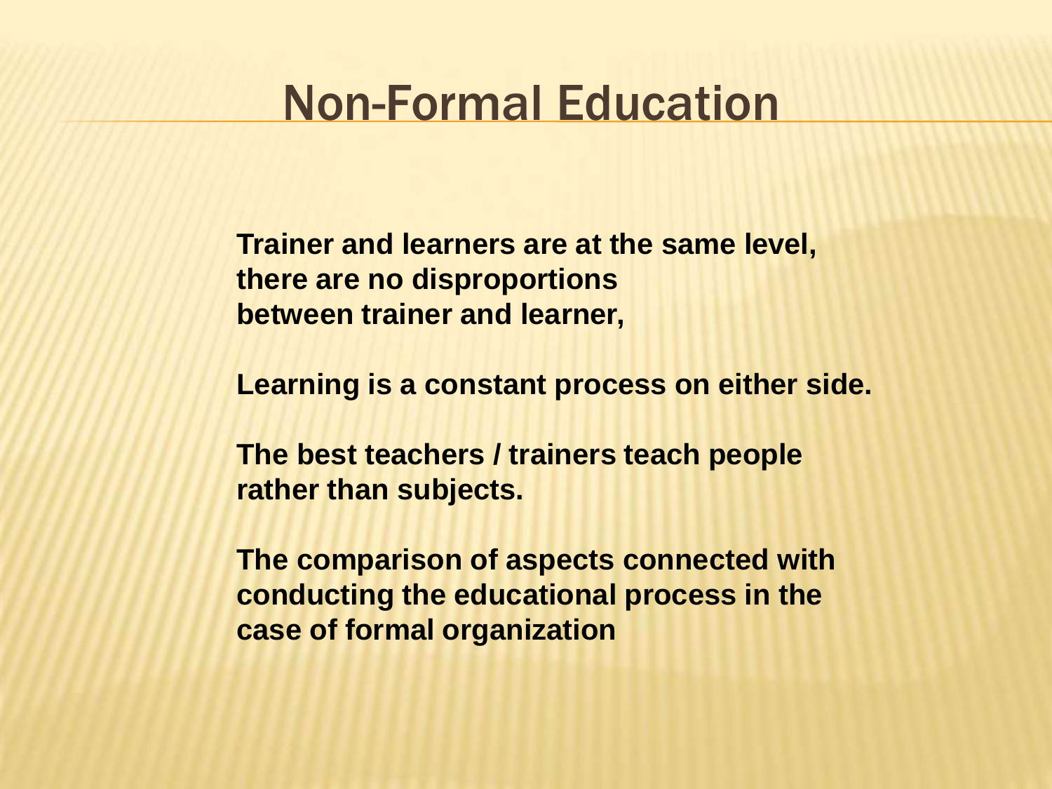# Non-Formal Education

**Trainer and learners are at the same level, there are no disproportions between trainer and learner,**

**Learning is a constant process on either side.**

**The best teachers / trainers teach people rather than subjects.**

**The comparison of aspects connected with conducting the educational process in the case of formal organization**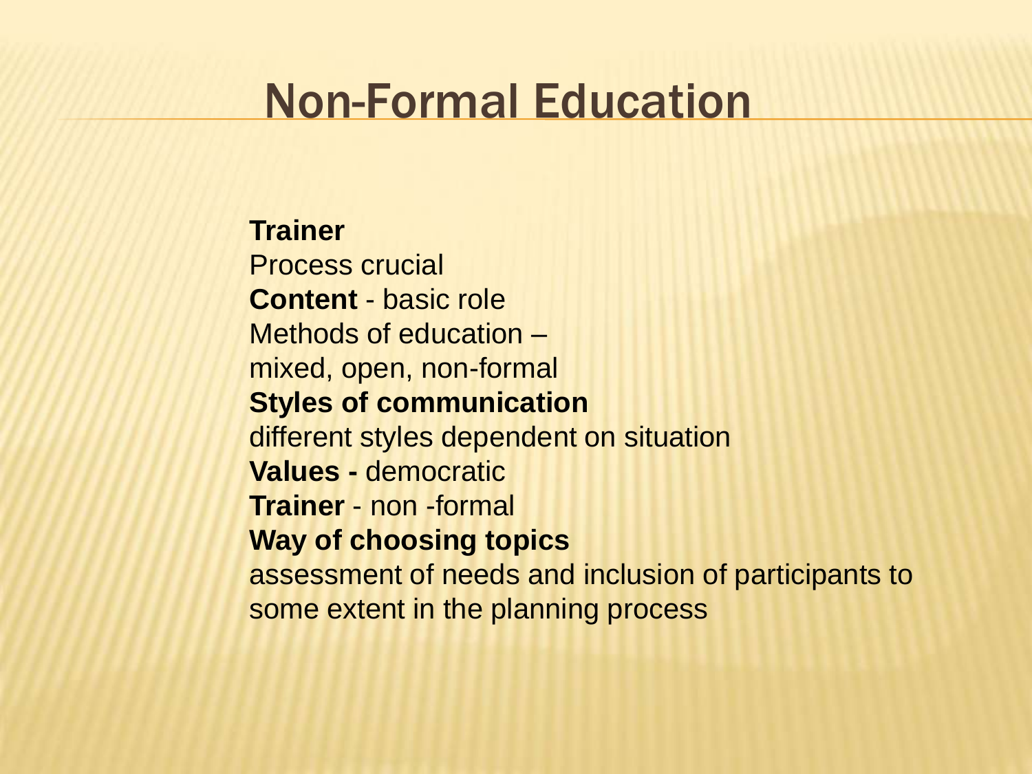# Non-Formal Education

**Trainer**
Process crucial
**Content** - basic role
Methods of education –
mixed, open, non-formal
**Styles of communication**
different styles dependent on situation
**Values -** democratic
**Trainer** - non -formal
**Way of choosing topics**
assessment of needs and inclusion of participants to some extent in the planning process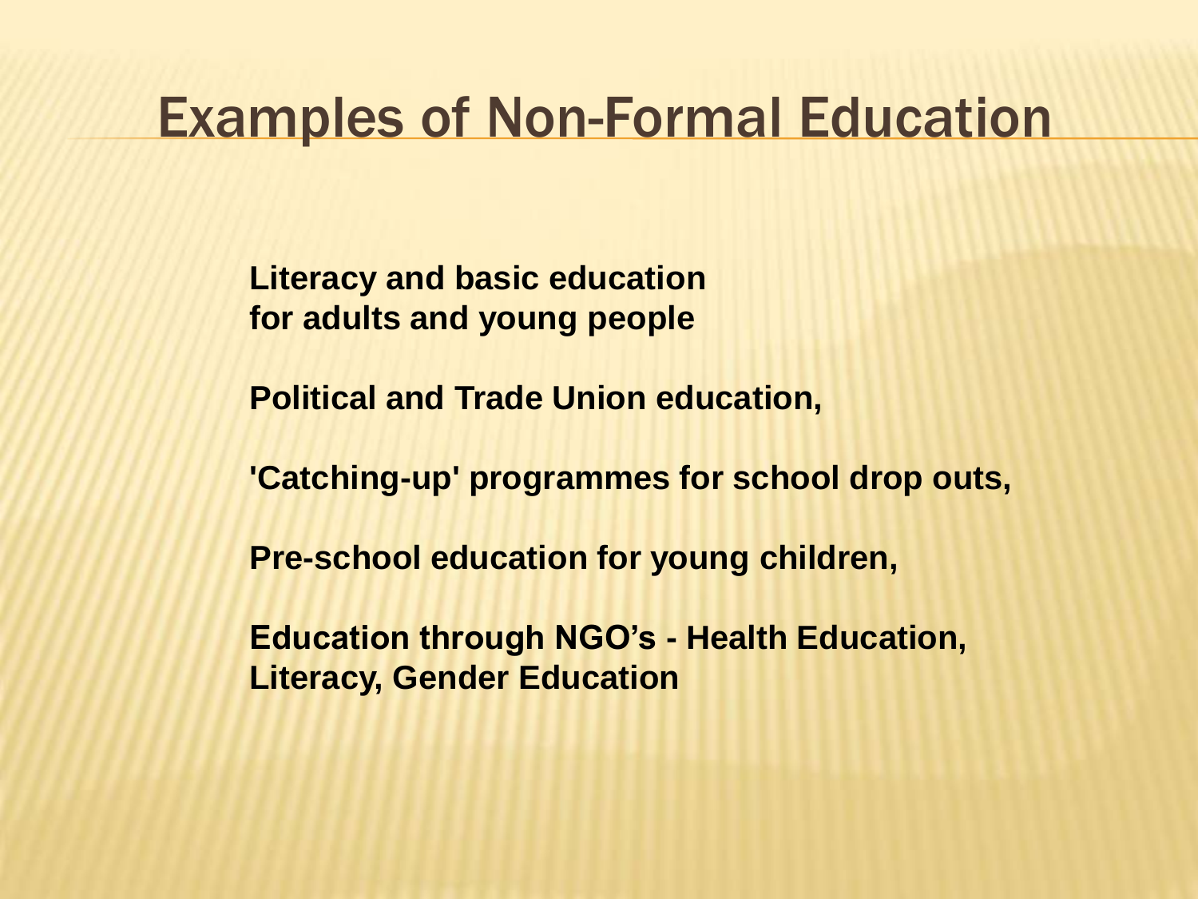# Examples of Non-Formal Education

**Literacy and basic education for adults and young people**

**Political and Trade Union education,**

**'Catching-up' programmes for school drop outs,**

**Pre-school education for young children,**

**Education through NGO's - Health Education, Literacy, Gender Education**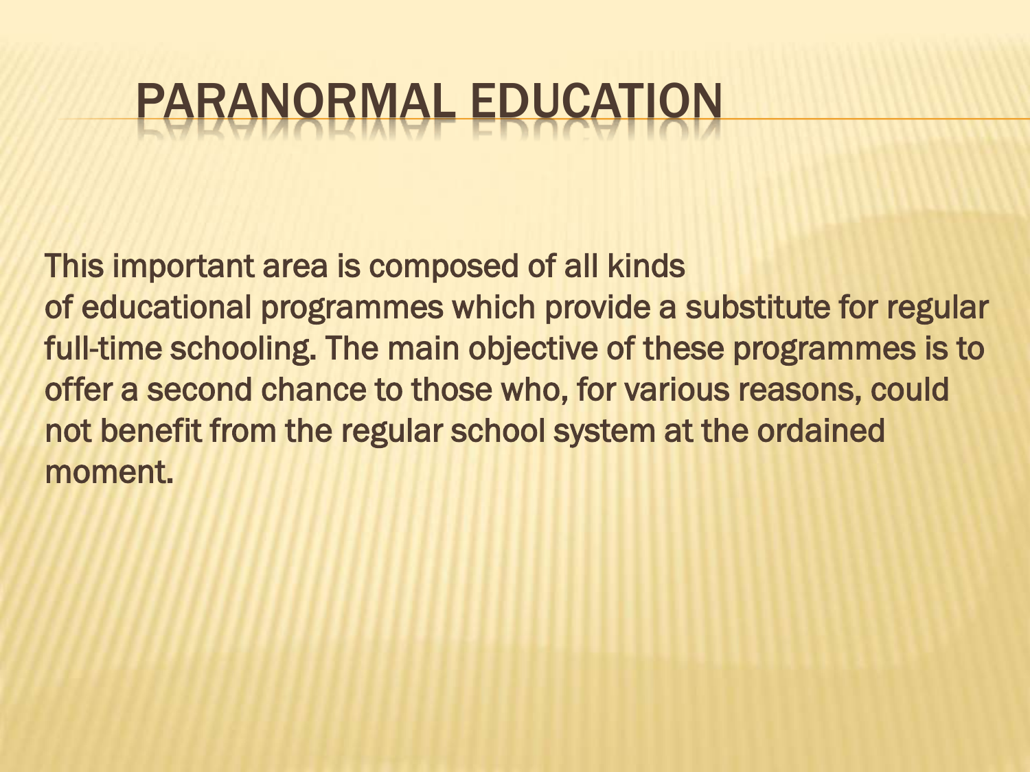# PARANORMAL EDUCATION

This important area is composed of all kinds of educational programmes which provide a substitute for regular full-time schooling. The main objective of these programmes is to offer a second chance to those who, for various reasons, could not benefit from the regular school system at the ordained moment.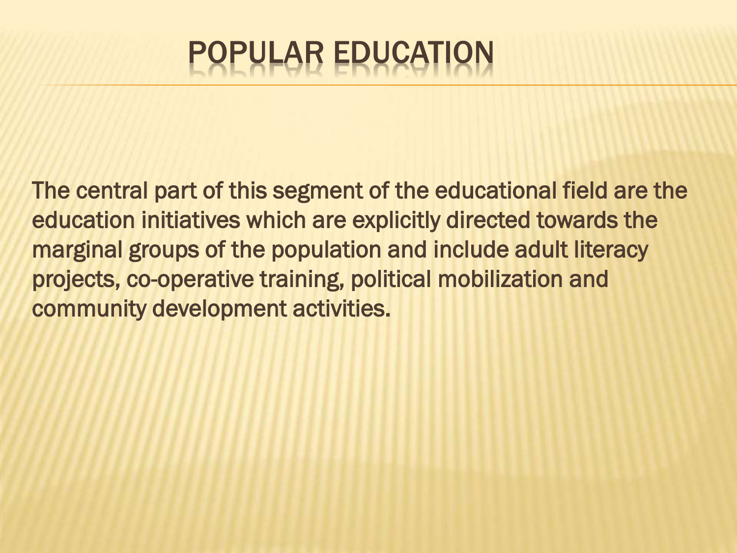# POPULAR EDUCATION

The central part of this segment of the educational field are the education initiatives which are explicitly directed towards the marginal groups of the population and include adult literacy projects, co-operative training, political mobilization and community development activities.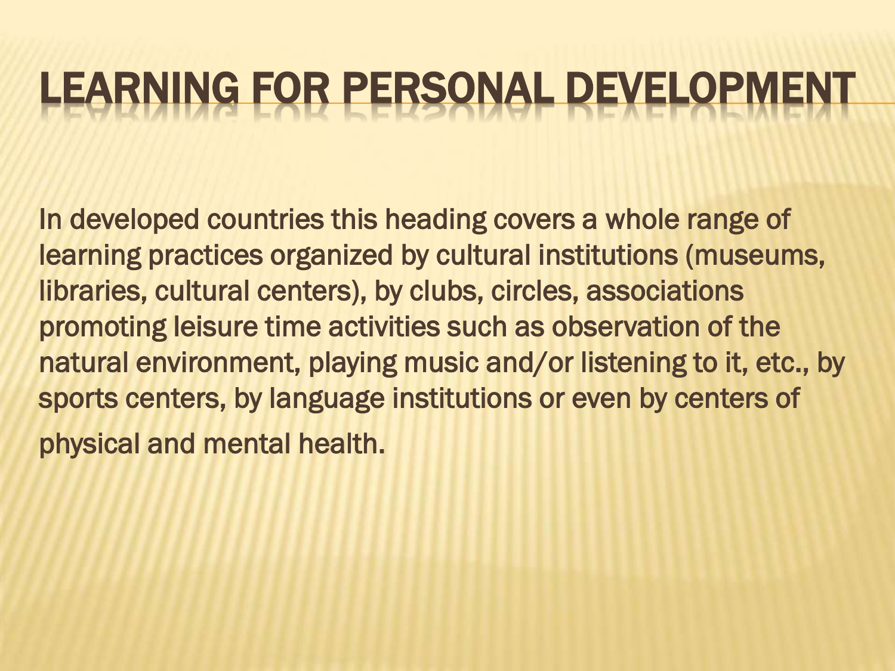# LEARNING FOR PERSONAL DEVELOPMENT

In developed countries this heading covers a whole range of learning practices organized by cultural institutions (museums, libraries, cultural centers), by clubs, circles, associations promoting leisure time activities such as observation of the natural environment, playing music and/or listening to it, etc., by sports centers, by language institutions or even by centers of physical and mental health.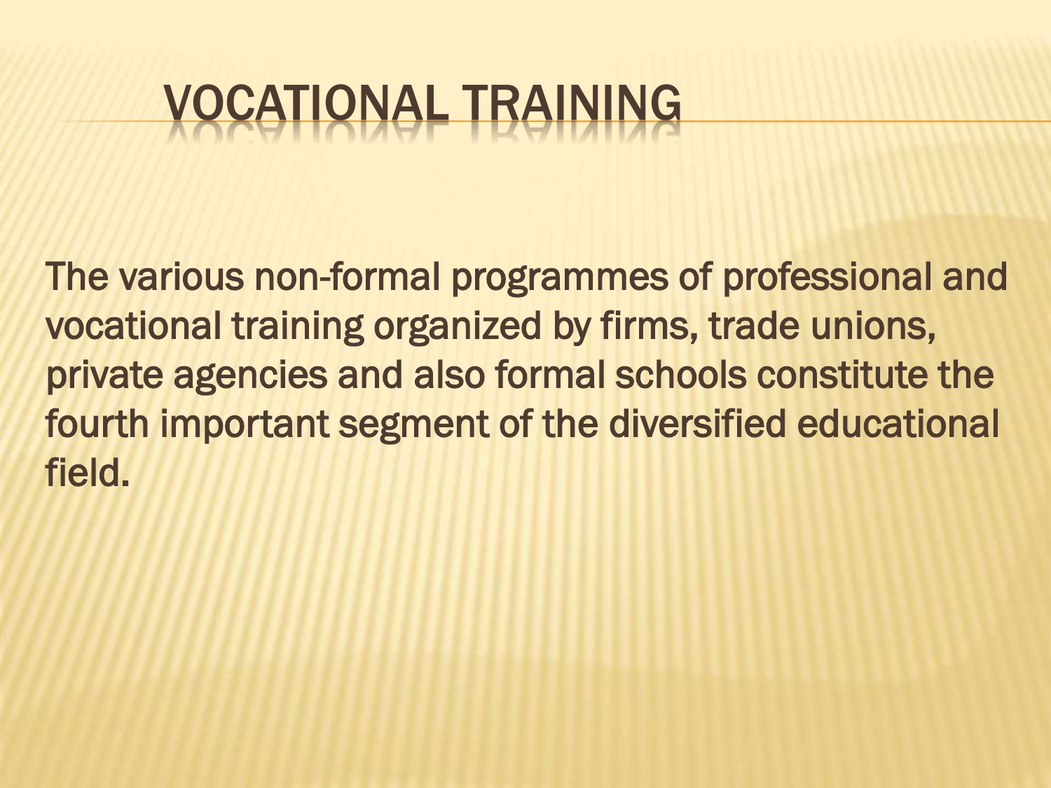# VOCATIONAL TRAINING

The various non-formal programmes of professional and vocational training organized by firms, trade unions, private agencies and also formal schools constitute the fourth important segment of the diversified educational field.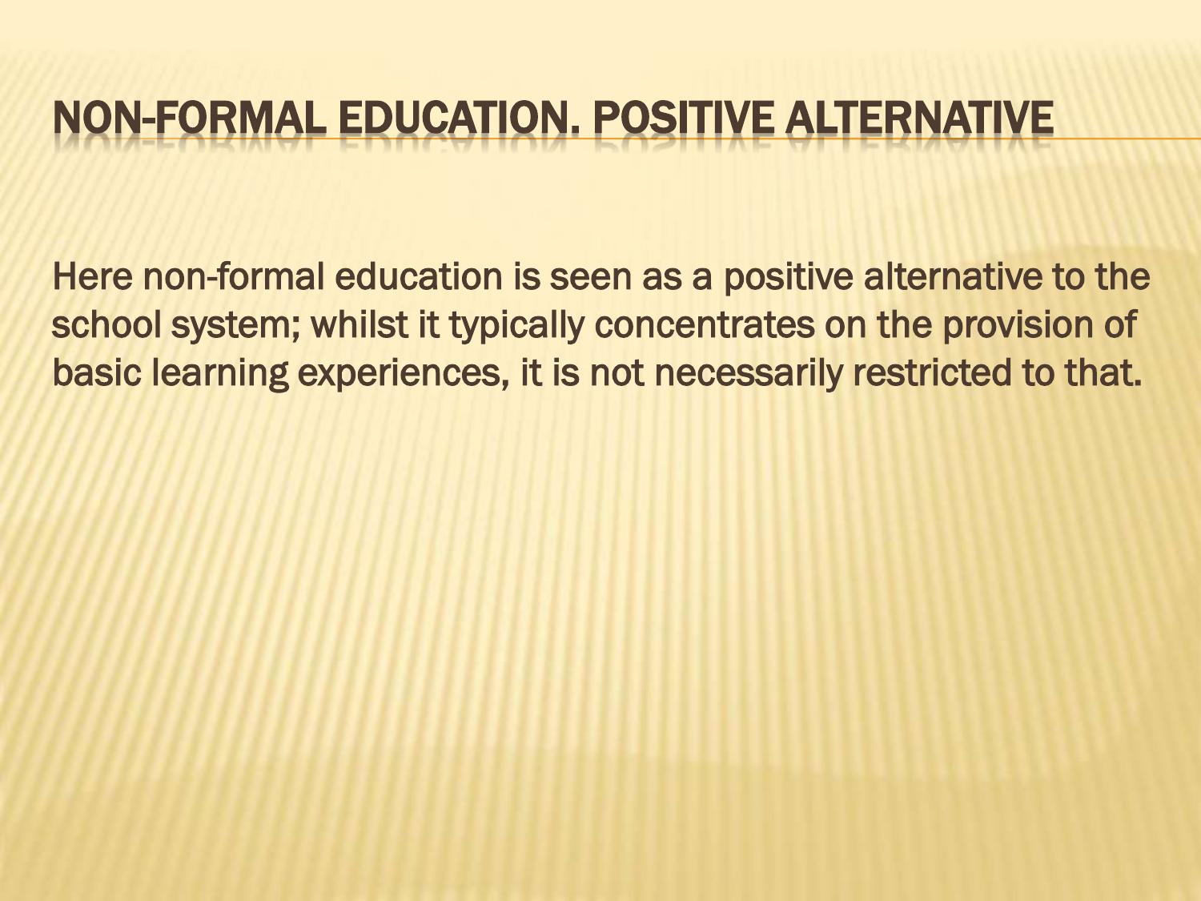# NON-FORMAL EDUCATION. POSITIVE ALTERNATIVE

Here non-formal education is seen as a positive alternative to the school system; whilst it typically concentrates on the provision of basic learning experiences, it is not necessarily restricted to that.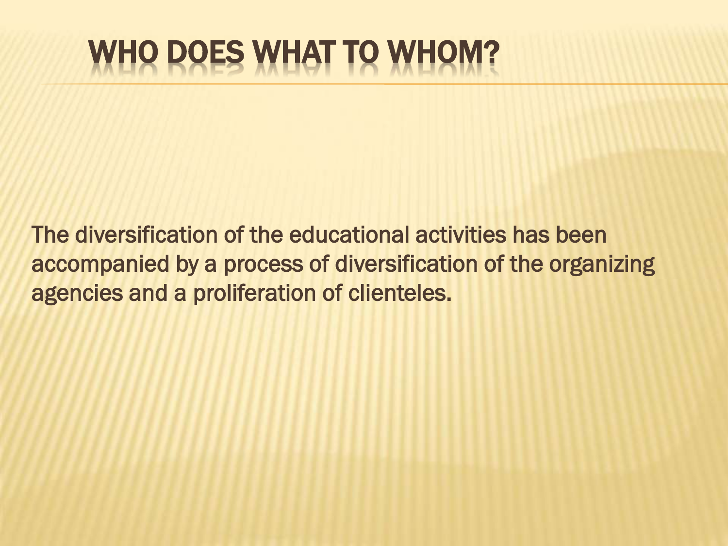# WHO DOES WHAT TO WHOM?

The diversification of the educational activities has been accompanied by a process of diversification of the organizing agencies and a proliferation of clienteles.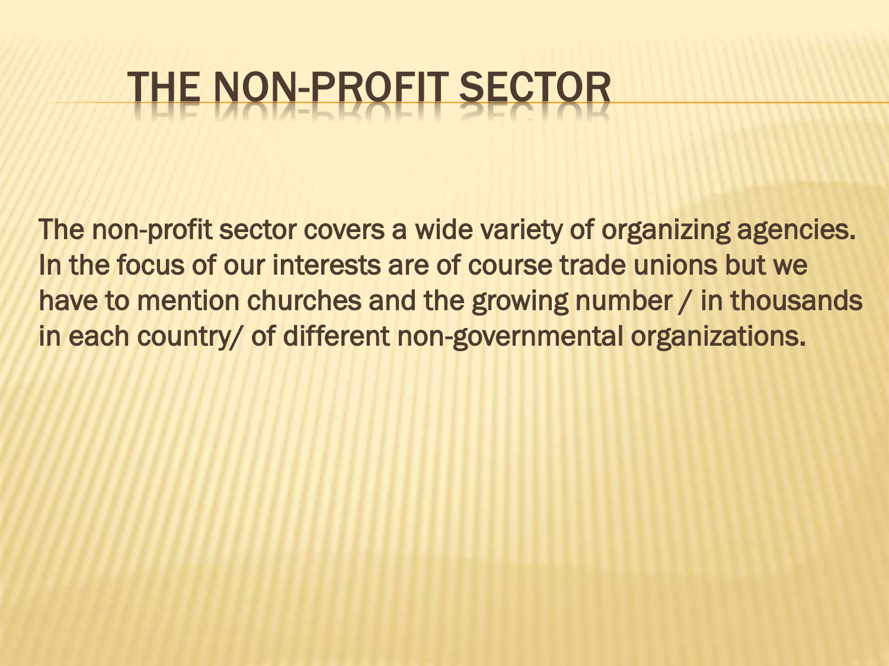# THE NON-PROFIT SECTOR

The non-profit sector covers a wide variety of organizing agencies. In the focus of our interests are of course trade unions but we have to mention churches and the growing number / in thousands in each country/ of different non-governmental organizations.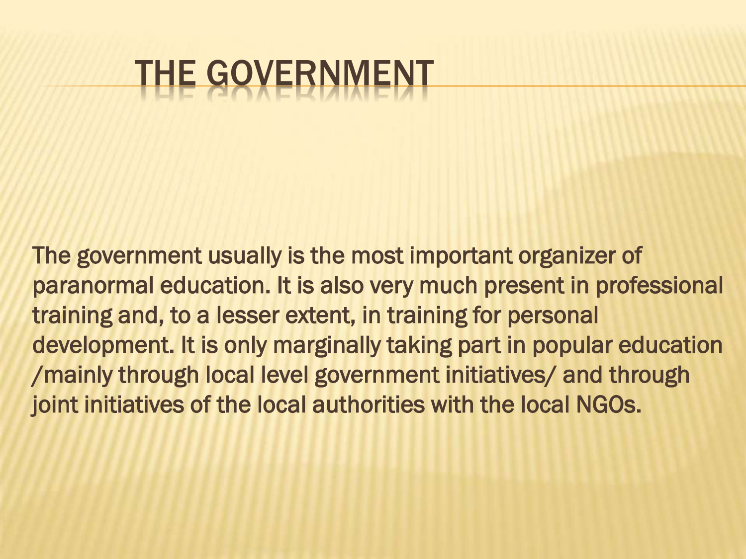# THE GOVERNMENT

The government usually is the most important organizer of paranormal education. It is also very much present in professional training and, to a lesser extent, in training for personal development. It is only marginally taking part in popular education /mainly through local level government initiatives/ and through joint initiatives of the local authorities with the local NGOs.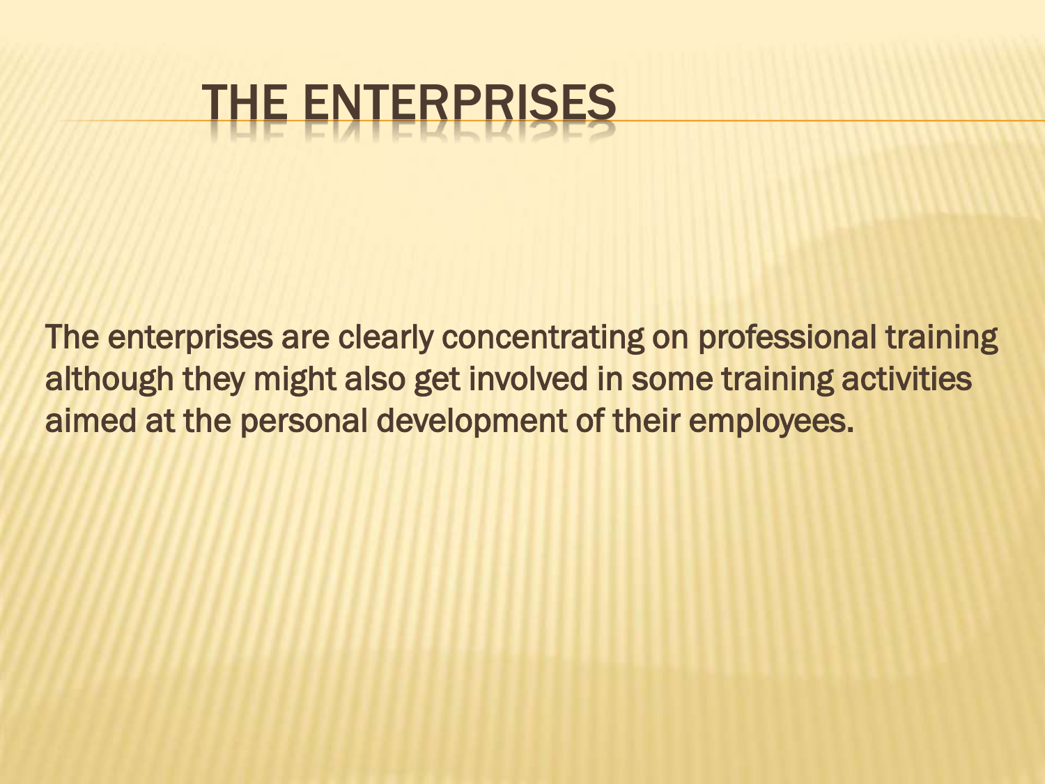# THE ENTERPRISES

The enterprises are clearly concentrating on professional training although they might also get involved in some training activities aimed at the personal development of their employees.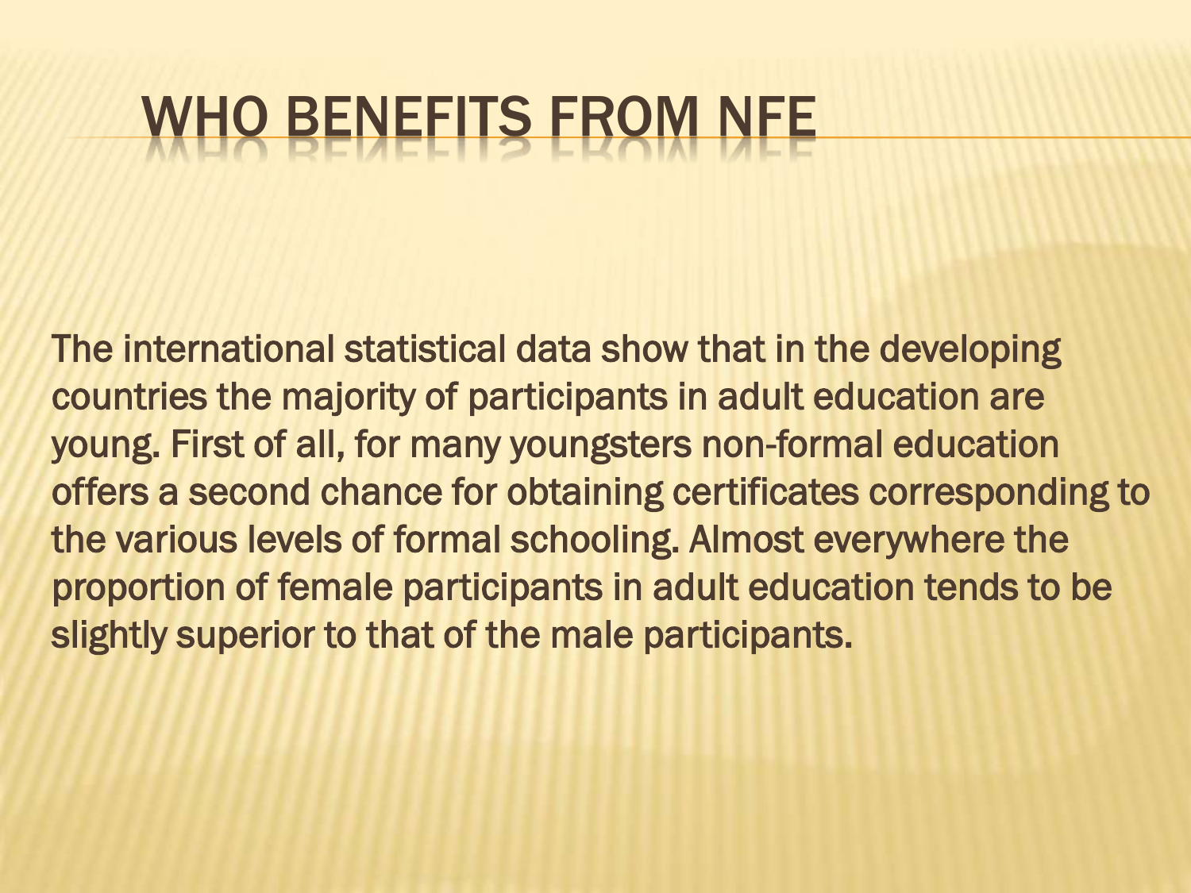# WHO BENEFITS FROM NFE

The international statistical data show that in the developing countries the majority of participants in adult education are young. First of all, for many youngsters non-formal education offers a second chance for obtaining certificates corresponding to the various levels of formal schooling. Almost everywhere the proportion of female participants in adult education tends to be slightly superior to that of the male participants.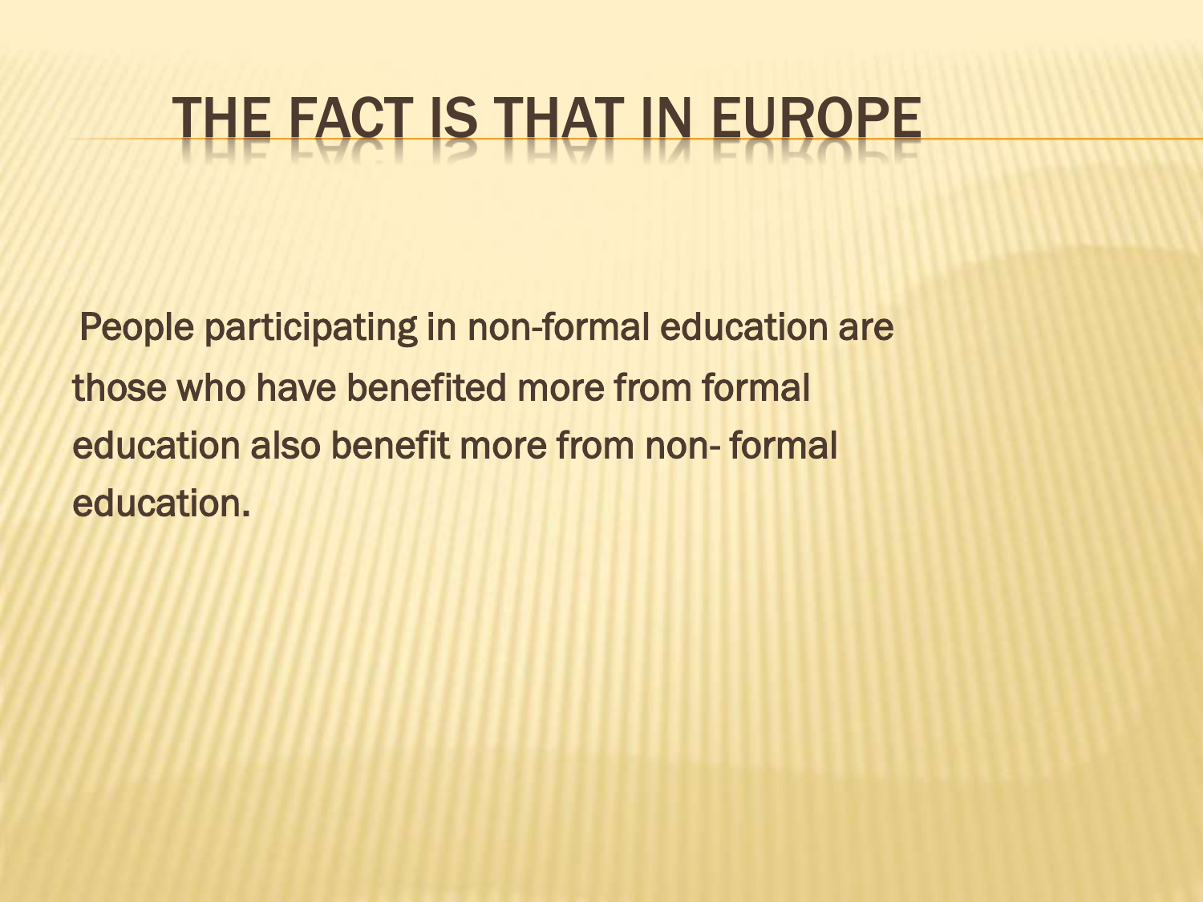# THE FACT IS THAT IN EUROPE

People participating in non-formal education are those who have benefited more from formal education also benefit more from non- formal education.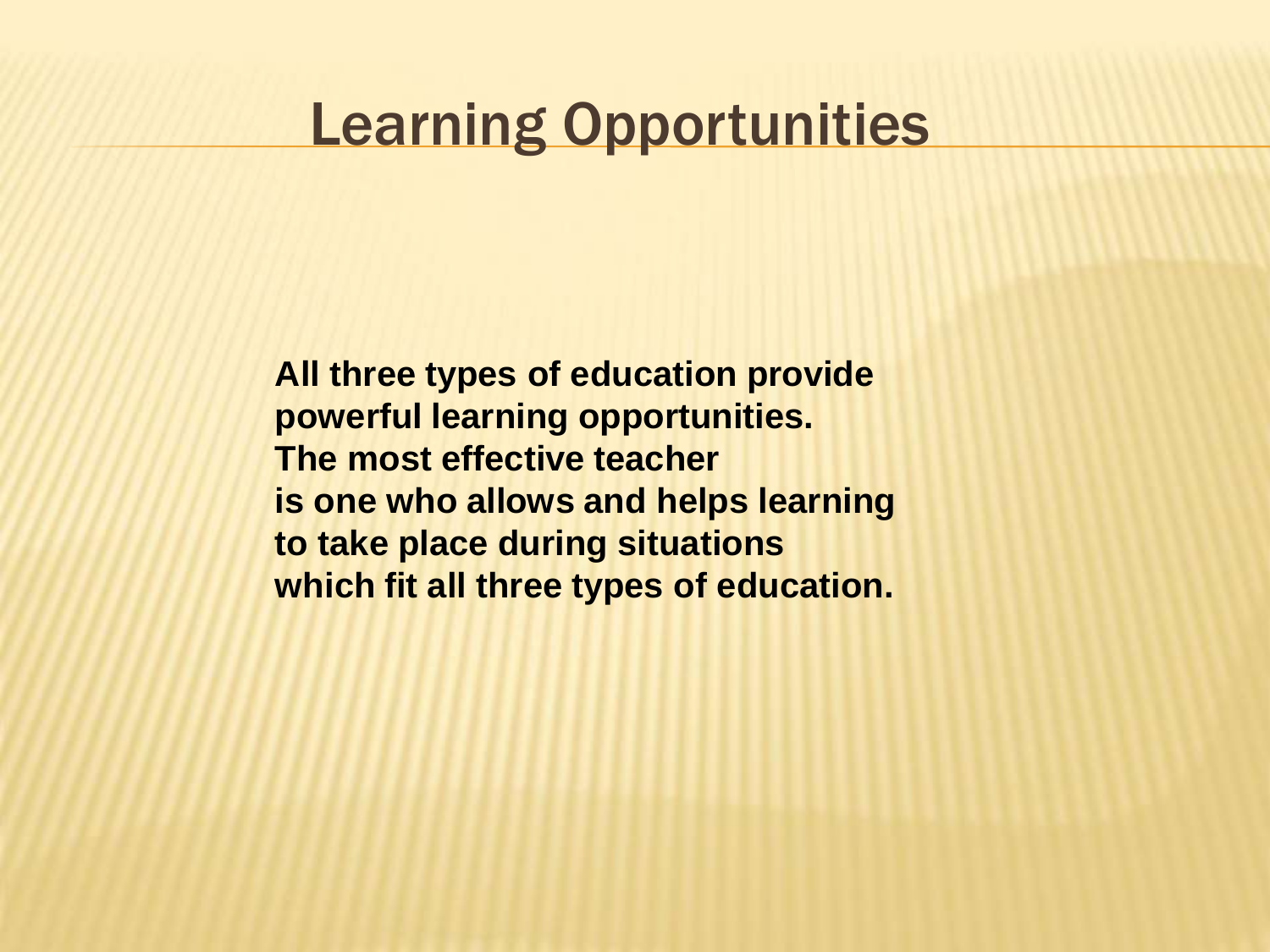# Learning Opportunities

**All three types of education provide powerful learning opportunities.**
**The most effective teacher**
**is one who allows and helps learning**
**to take place during situations**
**which fit all three types of education.**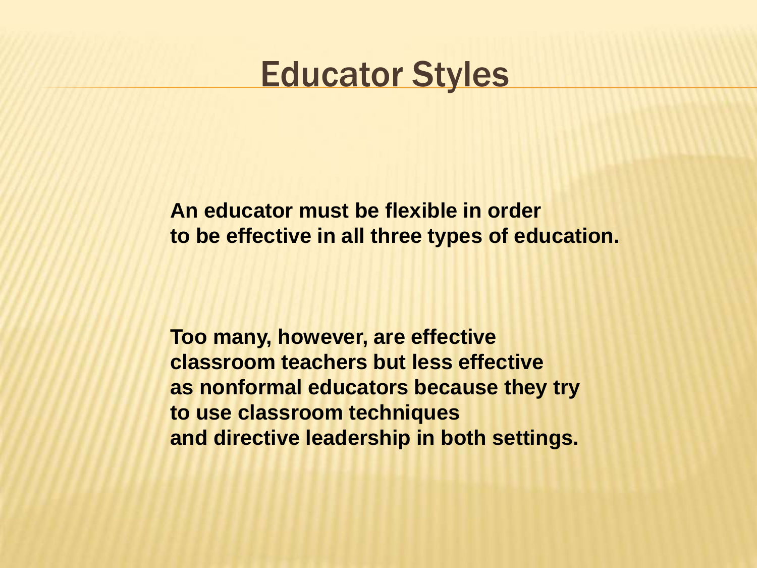# Educator Styles

**An educator must be flexible in order to be effective in all three types of education.**

**Too many, however, are effective classroom teachers but less effective as nonformal educators because they try to use classroom techniques and directive leadership in both settings.**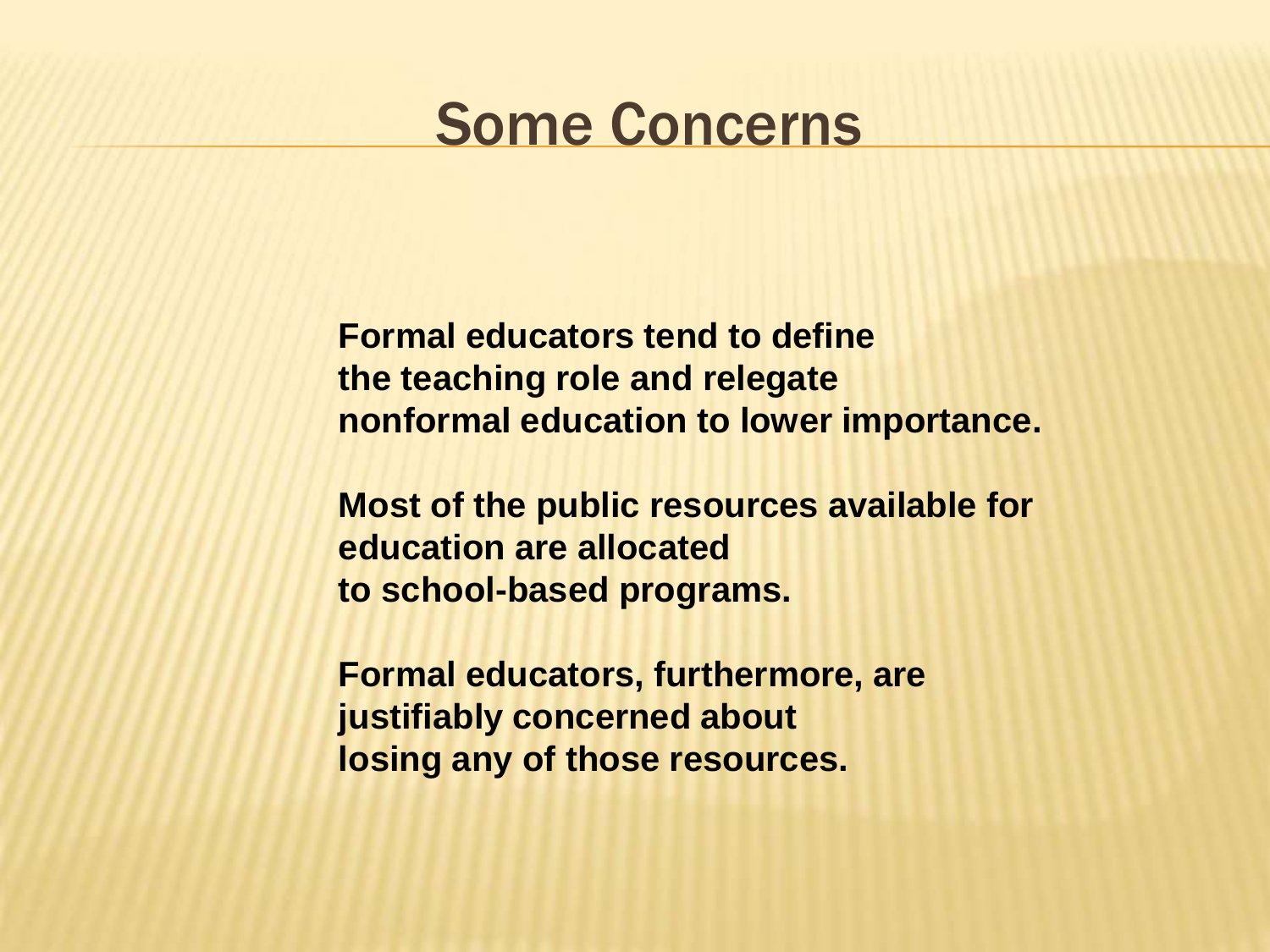# Some Concerns

**Formal educators tend to define the teaching role and relegate nonformal education to lower importance.**

**Most of the public resources available for education are allocated to school-based programs.**

**Formal educators, furthermore, are justifiably concerned about losing any of those resources.**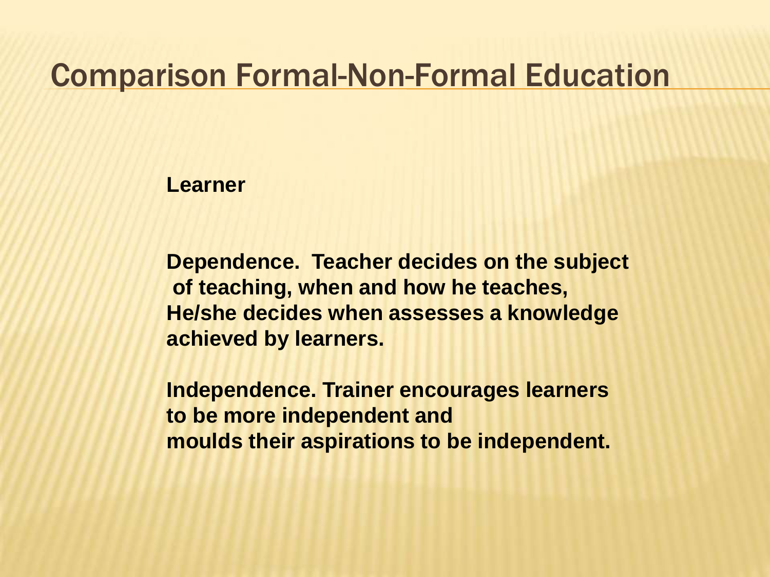# Comparison Formal-Non-Formal Education

**Learner**

**Dependence. Teacher decides on the subject of teaching, when and how he teaches, He/she decides when assesses a knowledge achieved by learners.**

**Independence. Trainer encourages learners to be more independent and moulds their aspirations to be independent.**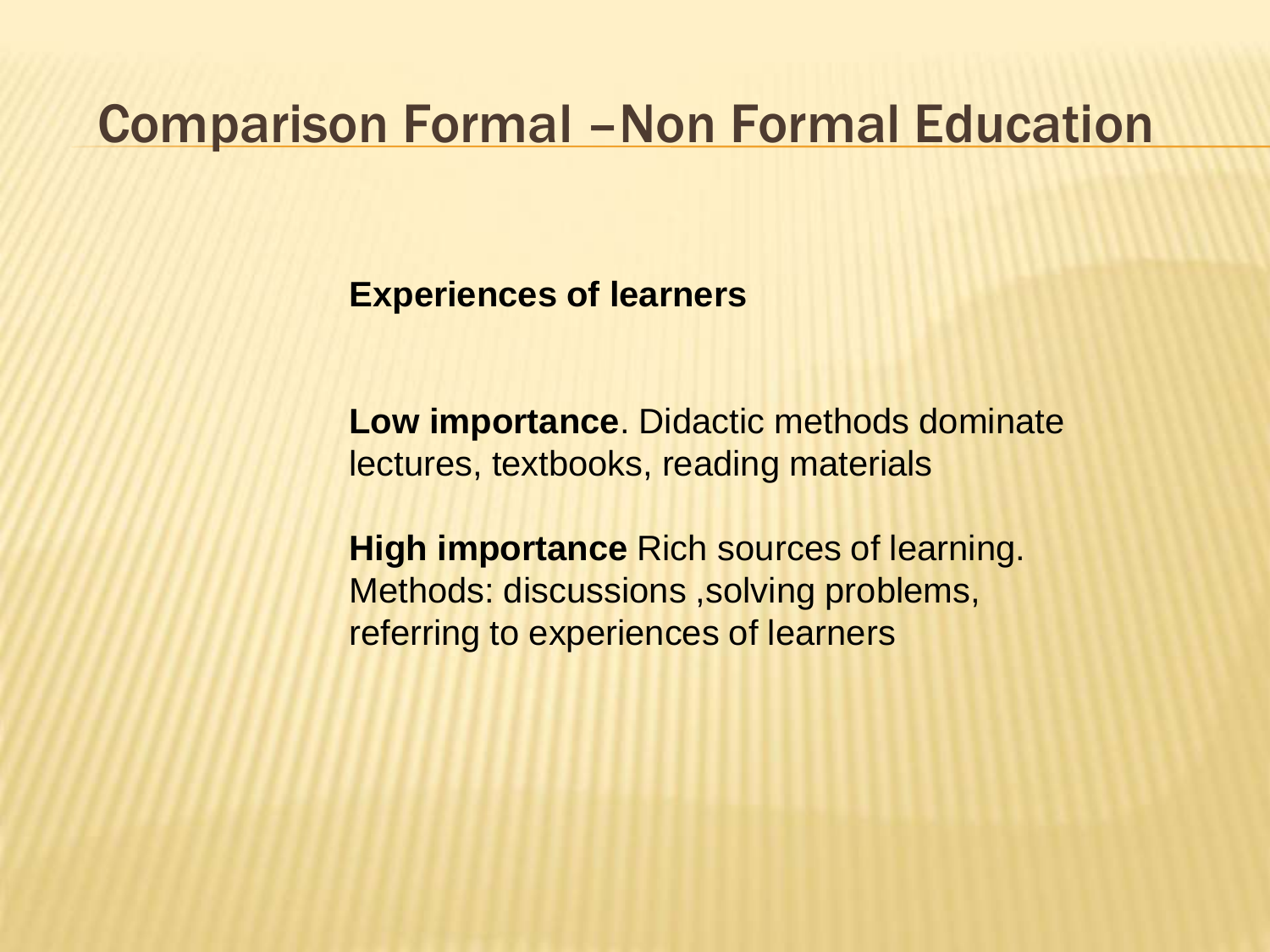# Comparison Formal –Non Formal Education

**Experiences of learners**

**Low importance**. Didactic methods dominate lectures, textbooks, reading materials

**High importance** Rich sources of learning. Methods: discussions ,solving problems, referring to experiences of learners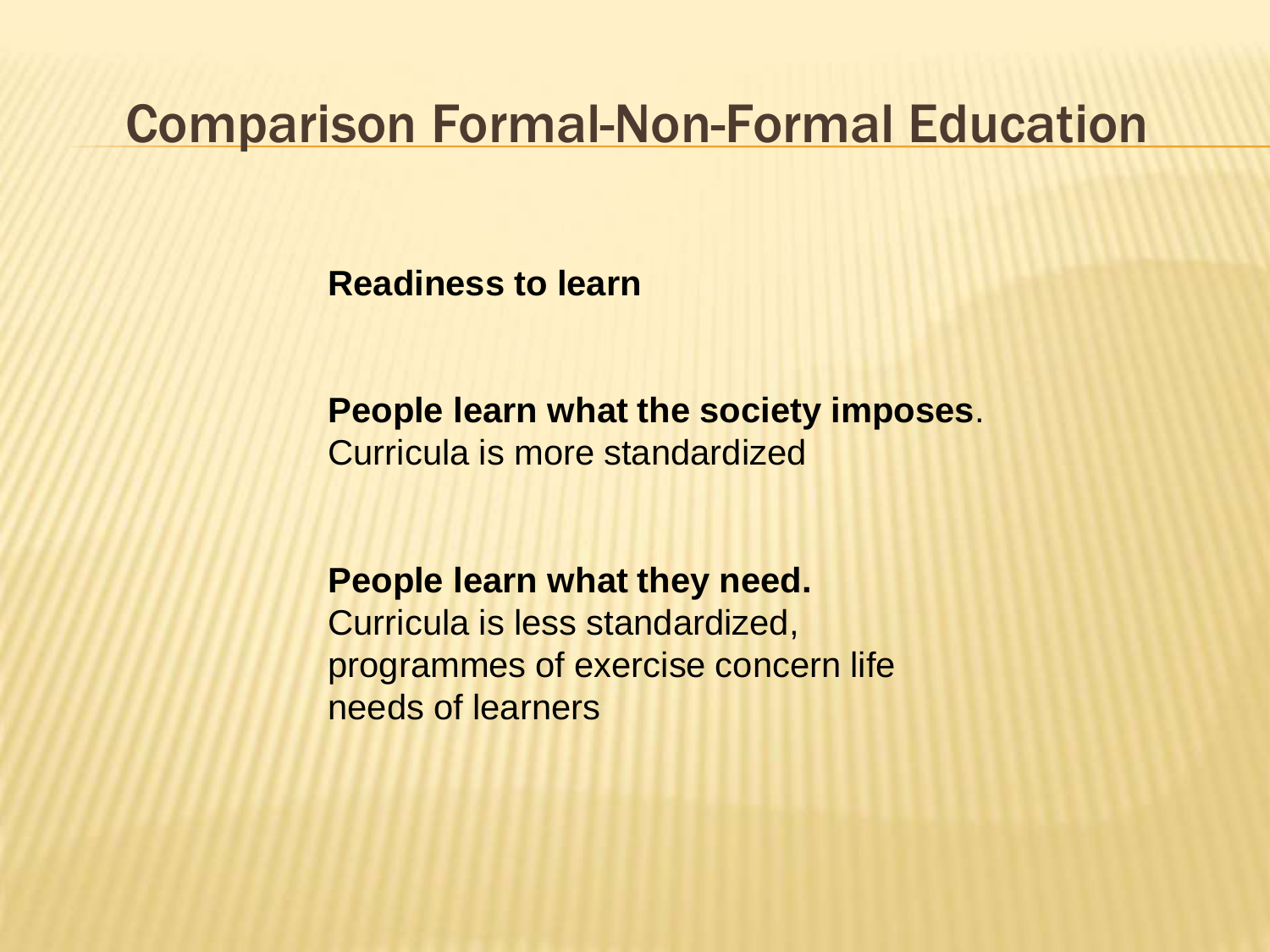# Comparison Formal-Non-Formal Education

**Readiness to learn**

**People learn what the society imposes**. Curricula is more standardized

**People learn what they need.** Curricula is less standardized, programmes of exercise concern life needs of learners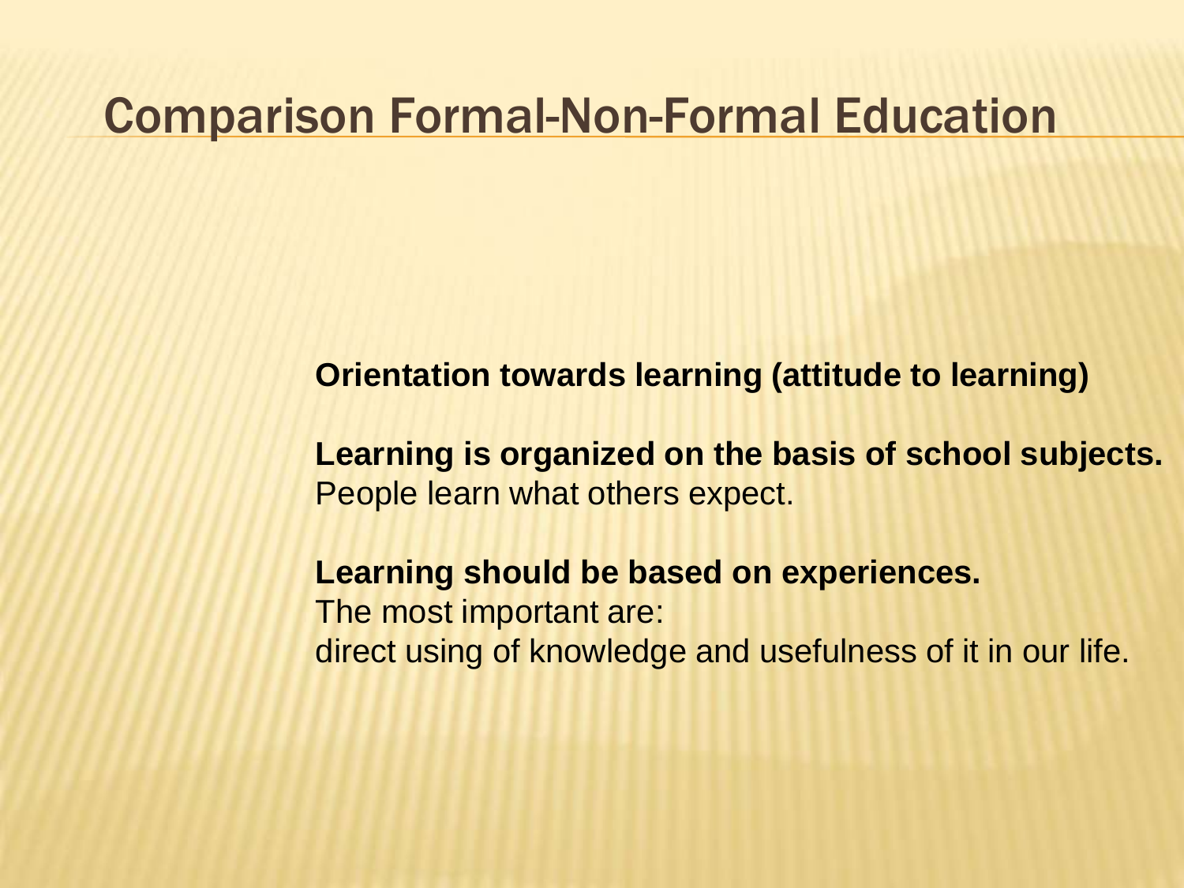# Comparison Formal-Non-Formal Education

**Orientation towards learning (attitude to learning)**

**Learning is organized on the basis of school subjects.**
People learn what others expect.

**Learning should be based on experiences.**
The most important are:
direct using of knowledge and usefulness of it in our life.